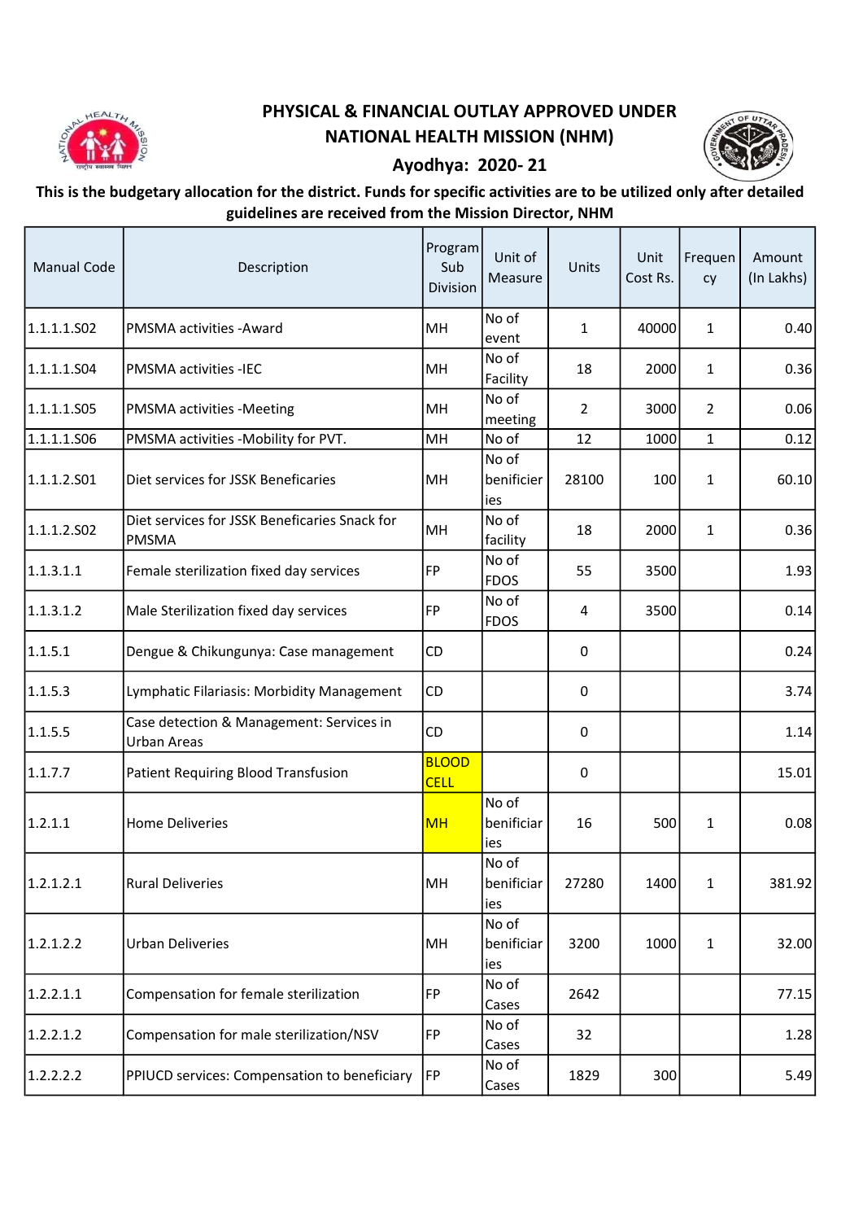# PHYSICAL & FINANCIAL OUTLAY APPROVED UNDER NATIONAL HEALTH MISSION (NHM)

## Ayodhya: 2020- 21

**This is the budgetary allocation for the district. Funds for specific activities are to be utilized only after detailed guidelines are received from the Mission Director, NHM**

| Manual Code | Description | Program Sub Division | Unit of Measure | Units | Unit Cost Rs. | Frequency | Amount (In Lakhs) |
|---|---|---|---|---|---|---|---|
| 1.1.1.1.S02 | PMSMA activities -Award | MH | No of event | 1 | 40000 | 1 | 0.40 |
| 1.1.1.1.S04 | PMSMA activities -IEC | MH | No of Facility | 18 | 2000 | 1 | 0.36 |
| 1.1.1.1.S05 | PMSMA activities -Meeting | MH | No of meeting | 2 | 3000 | 2 | 0.06 |
| 1.1.1.1.S06 | PMSMA activities -Mobility for PVT. | MH | No of | 12 | 1000 | 1 | 0.12 |
| 1.1.1.2.S01 | Diet services for JSSK Benefucaries | MH | No of benificieries | 28100 | 100 | 1 | 60.10 |
| 1.1.1.2.S02 | Diet services for JSSK Beneficaries Snack for PMSMA | MH | No of facility | 18 | 2000 | 1 | 0.36 |
| 1.1.3.1.1 | Female sterilization fixed day services | FP | No of FDOS | 55 | 3500 | | 1.93 |
| 1.1.3.1.2 | Male Sterilization fixed day services | FP | No of FDOS | 4 | 3500 | | 0.14 |
| 1.1.5.1 | Dengue & Chikungunya: Case management | CD | | 0 | | | 0.24 |
| 1.1.5.3 | Lymphatic Filariasis: Morbidity Management | CD | | 0 | | | 3.74 |
| 1.1.5.5 | Case detection & Management: Services in Urban Areas | CD | | 0 | | | 1.14 |
| 1.1.7.7 | Patient Requiring Blood Transfusion | BLOOD CELL | | 0 | | | 15.01 |
| 1.2.1.1 | Home Deliveries | MH | No of beneficiaries | 16 | 500 | 1 | 0.08 |
| 1.2.1.2.1 | Rural Deliveries | MH | No of beneficiaries | 27280 | 1400 | 1 | 381.92 |
| 1.2.1.2.2 | Urban Deliveries | MH | No of beneficiaries | 3200 | 1000 | 1 | 32.00 |
| 1.2.2.1.1 | Compensation for female sterilization | FP | No of Cases | 2642 | | | 77.15 |
| 1.2.2.1.2 | Compensation for male sterilization/NSV | FP | No of Cases | 32 | | | 1.28 |
| 1.2.2.2.2 | PPIUCD services: Compensation to beneficiary | FP | No of Cases | 1829 | 300 | | 5.49 |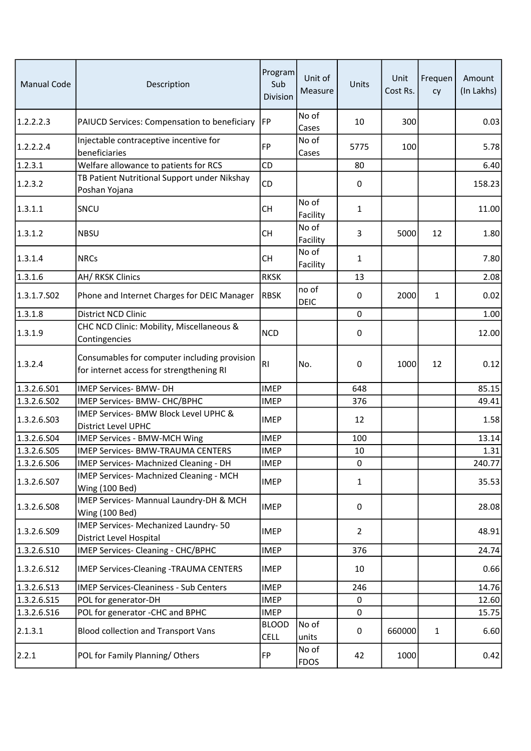| Manual Code | Description | Program Sub Division | Unit of Measure | Units | Unit Cost Rs. | Frequency | Amount (In Lakhs) |
|---|---|---|---|---|---|---|---|
| 1.2.2.2.3 | PAIUCD Services: Compensation to beneficiary | FP | No of Cases | 10 | 300 | | 0.03 |
| 1.2.2.2.4 | Injectable contraceptive incentive for beneficiaries | FP | No of Cases | 5775 | 100 | | 5.78 |
| 1.2.3.1 | Welfare allowance to patients for RCS | CD | | 80 | | | 6.40 |
| 1.2.3.2 | TB Patient Nutritional Support under Nikshay Poshan Yojana | CD | | 0 | | | 158.23 |
| 1.3.1.1 | SNCU | CH | No of Facility | 1 | | | 11.00 |
| 1.3.1.2 | NBSU | CH | No of Facility | 3 | 5000 | 12 | 1.80 |
| 1.3.1.4 | NRCs | CH | No of Facility | 1 | | | 7.80 |
| 1.3.1.6 | AH/ RKSK Clinics | RKSK | | 13 | | | 2.08 |
| 1.3.1.7.S02 | Phone and Internet Charges for DEIC Manager | RBSK | no of DEIC | 0 | 2000 | 1 | 0.02 |
| 1.3.1.8 | District NCD Clinic | | | 0 | | | 1.00 |
| 1.3.1.9 | CHC NCD Clinic: Mobility, Miscellaneous & Contingencies | NCD | | 0 | | | 12.00 |
| 1.3.2.4 | Consumables for computer including provision for internet access for strengthening RI | RI | No. | 0 | 1000 | 12 | 0.12 |
| 1.3.2.6.S01 | IMEP Services- BMW- DH | IMEP | | 648 | | | 85.15 |
| 1.3.2.6.S02 | IMEP Services- BMW- CHC/BPHC | IMEP | | 376 | | | 49.41 |
| 1.3.2.6.S03 | IMEP Services- BMW Block Level UPHC & District Level UPHC | IMEP | | 12 | | | 1.58 |
| 1.3.2.6.S04 | IMEP Services - BMW-MCH Wing | IMEP | | 100 | | | 13.14 |
| 1.3.2.6.S05 | IMEP Services- BMW-TRAUMA CENTERS | IMEP | | 10 | | | 1.31 |
| 1.3.2.6.S06 | IMEP Services- Machnized Cleaning - DH | IMEP | | 0 | | | 240.77 |
| 1.3.2.6.S07 | IMEP Services- Machnized Cleaning - MCH Wing (100 Bed) | IMEP | | 1 | | | 35.53 |
| 1.3.2.6.S08 | IMEP Services- Mannual Laundry-DH & MCH Wing (100 Bed) | IMEP | | 0 | | | 28.08 |
| 1.3.2.6.S09 | IMEP Services- Mechanized Laundry- 50 District Level Hospital | IMEP | | 2 | | | 48.91 |
| 1.3.2.6.S10 | IMEP Services- Cleaning - CHC/BPHC | IMEP | | 376 | | | 24.74 |
| 1.3.2.6.S12 | IMEP Services-Cleaning -TRAUMA CENTERS | IMEP | | 10 | | | 0.66 |
| 1.3.2.6.S13 | IMEP Services-Cleaniness - Sub Centers | IMEP | | 246 | | | 14.76 |
| 1.3.2.6.S15 | POL for generator-DH | IMEP | | 0 | | | 12.60 |
| 1.3.2.6.S16 | POL for generator -CHC and BPHC | IMEP | | 0 | | | 15.75 |
| 2.1.3.1 | Blood collection and Transport Vans | BLOOD CELL | No of units | 0 | 660000 | 1 | 6.60 |
| 2.2.1 | POL for Family Planning/ Others | FP | No of FDOS | 42 | 1000 | | 0.42 |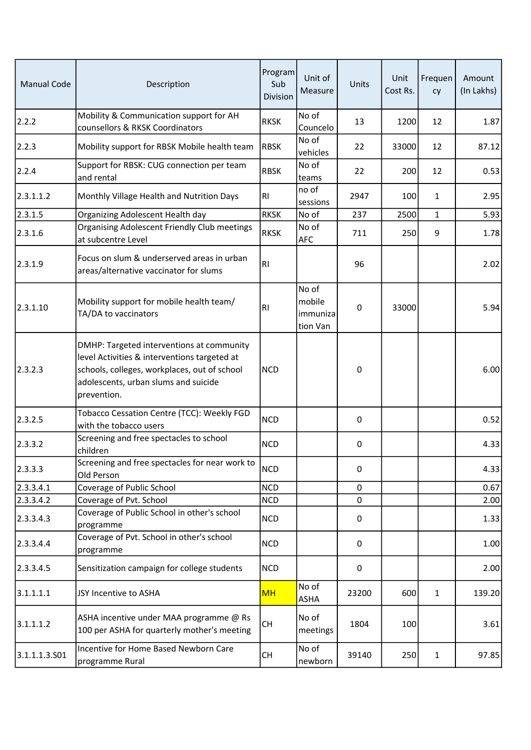| Manual Code | Description | Program Sub Division | Unit of Measure | Units | Unit Cost Rs. | Frequency | Amount (In Lakhs) |
|---|---|---|---|---|---|---|---|
| 2.2.2 | Mobility & Communication support for AH counsellors & RKSK Coordinators | RKSK | No of Councelo | 13 | 1200 | 12 | 1.87 |
| 2.2.3 | Mobility support for RBSK Mobile health team | RBSK | No of vehicles | 22 | 33000 | 12 | 87.12 |
| 2.2.4 | Support for RBSK: CUG connection per team and rental | RBSK | No of teams | 22 | 200 | 12 | 0.53 |
| 2.3.1.1.2 | Monthly Village Health and Nutrition Days | RI | no of sessions | 2947 | 100 | 1 | 2.95 |
| 2.3.1.5 | Organizing Adolescent Health day | RKSK | No of | 237 | 2500 | 1 | 5.93 |
| 2.3.1.6 | Organising Adolescent Friendly Club meetings at subcentre Level | RKSK | No of AFC | 711 | 250 | 9 | 1.78 |
| 2.3.1.9 | Focus on slum & underserved areas in urban areas/alternative vaccinator for slums | RI | | 96 | | | 2.02 |
| 2.3.1.10 | Mobility support for mobile health team/ TA/DA to vaccinators | RI | No of mobile immunization Van | 0 | 33000 | | 5.94 |
| 2.3.2.3 | DMHP: Targeted interventions at community level Activities & interventions targeted at schools, colleges, workplaces, out of school adolescents, urban slums and suicide prevention. | NCD | | 0 | | | 6.00 |
| 2.3.2.5 | Tobacco Cessation Centre (TCC): Weekly FGD with the tobacco users | NCD | | 0 | | | 0.52 |
| 2.3.3.2 | Screening and free spectacles to school children | NCD | | 0 | | | 4.33 |
| 2.3.3.3 | Screening and free spectacles for near work to Old Person | NCD | | 0 | | | 4.33 |
| 2.3.3.4.1 | Coverage of Public School | NCD | | 0 | | | 0.67 |
| 2.3.3.4.2 | Coverage of Pvt. School | NCD | | 0 | | | 2.00 |
| 2.3.3.4.3 | Coverage of Public School in other's school programme | NCD | | 0 | | | 1.33 |
| 2.3.3.4.4 | Coverage of Pvt. School in other's school programme | NCD | | 0 | | | 1.00 |
| 2.3.3.4.5 | Sensitization campaign for college students | NCD | | 0 | | | 2.00 |
| 3.1.1.1.1 | JSY Incentive to ASHA | MH | No of ASHA | 23200 | 600 | 1 | 139.20 |
| 3.1.1.1.2 | ASHA incentive under MAA programme @ Rs 100 per ASHA for quarterly mother's meeting | CH | No of meetings | 1804 | 100 | | 3.61 |
| 3.1.1.1.3.S01 | Incentive for Home Based Newborn Care programme Rural | CH | No of newborn | 39140 | 250 | 1 | 97.85 |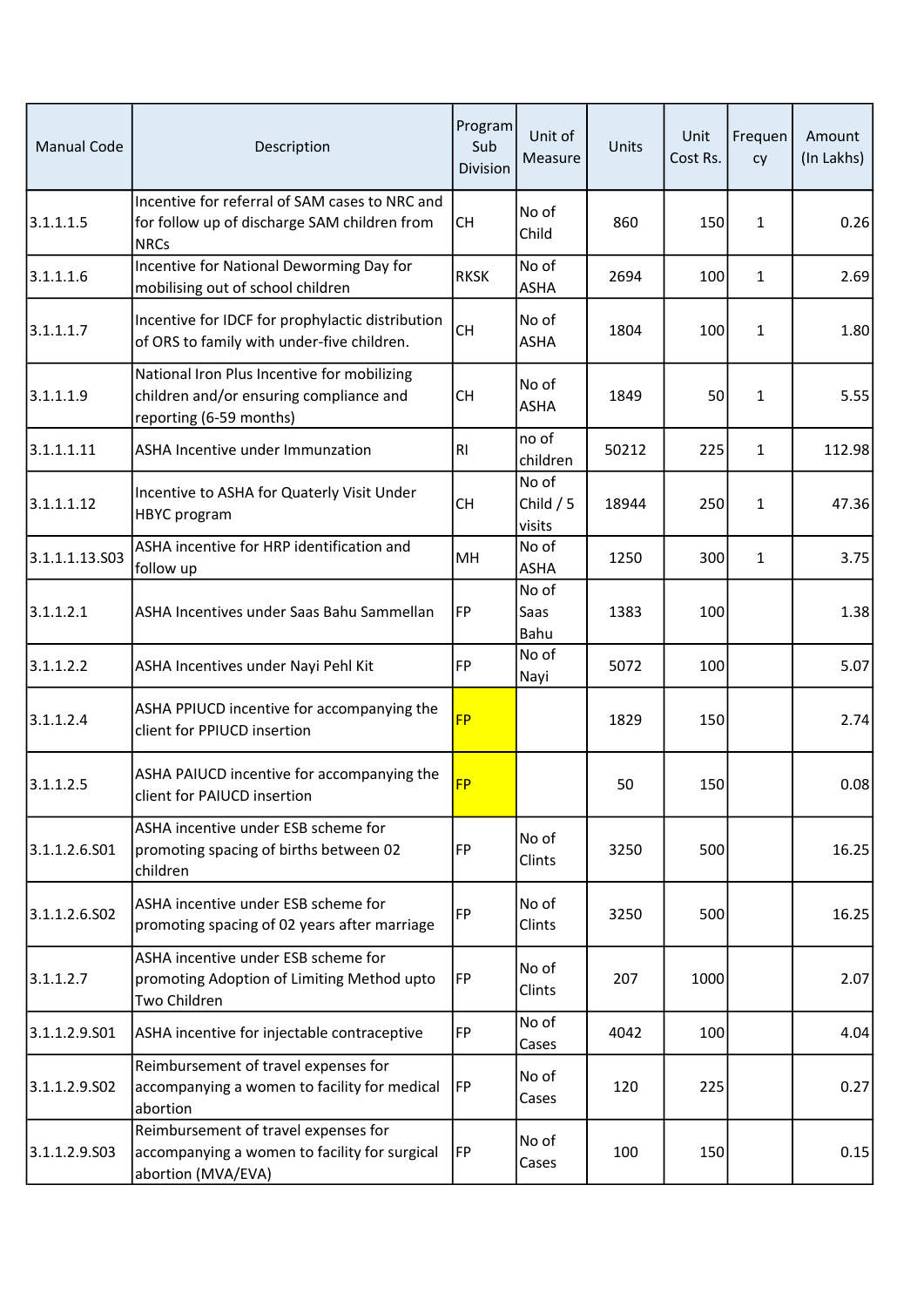| Manual Code | Description | Program Sub Division | Unit of Measure | Units | Unit Cost Rs. | Frequency | Amount (In Lakhs) |
|---|---|---|---|---|---|---|---|
| 3.1.1.1.5 | Incentive for referral of SAM cases to NRC and for follow up of discharge SAM children from NRCs | CH | No of Child | 860 | 150 | 1 | 0.26 |
| 3.1.1.1.6 | Incentive for National Deworming Day for mobilising out of school children | RKSK | No of ASHA | 2694 | 100 | 1 | 2.69 |
| 3.1.1.1.7 | Incentive for IDCF for prophylactic distribution of ORS to family with under-five children. | CH | No of ASHA | 1804 | 100 | 1 | 1.80 |
| 3.1.1.1.9 | National Iron Plus Incentive for mobilizing children and/or ensuring compliance and reporting (6-59 months) | CH | No of ASHA | 1849 | 50 | 1 | 5.55 |
| 3.1.1.1.11 | ASHA Incentive under Immunzation | RI | no of children | 50212 | 225 | 1 | 112.98 |
| 3.1.1.1.12 | Incentive to ASHA for Quaterly Visit Under HBYC program | CH | No of Child / 5 visits | 18944 | 250 | 1 | 47.36 |
| 3.1.1.1.13.S03 | ASHA incentive for HRP identification and follow up | MH | No of ASHA | 1250 | 300 | 1 | 3.75 |
| 3.1.1.2.1 | ASHA Incentives under Saas Bahu Sammellan | FP | No of Saas Bahu | 1383 | 100 | | 1.38 |
| 3.1.1.2.2 | ASHA Incentives under Nayi Pehl Kit | FP | No of Nayi | 5072 | 100 | | 5.07 |
| 3.1.1.2.4 | ASHA PPIUCD incentive for accompanying the client for PPIUCD insertion | FP | | 1829 | 150 | | 2.74 |
| 3.1.1.2.5 | ASHA PAIUCD incentive for accompanying the client for PAIUCD insertion | FP | | 50 | 150 | | 0.08 |
| 3.1.1.2.6.S01 | ASHA incentive under ESB scheme for promoting spacing of births between 02 children | FP | No of Clints | 3250 | 500 | | 16.25 |
| 3.1.1.2.6.S02 | ASHA incentive under ESB scheme for promoting spacing of 02 years after marriage | FP | No of Clints | 3250 | 500 | | 16.25 |
| 3.1.1.2.7 | ASHA incentive under ESB scheme for promoting Adoption of Limiting Method upto Two Children | FP | No of Clints | 207 | 1000 | | 2.07 |
| 3.1.1.2.9.S01 | ASHA incentive for injectable contraceptive | FP | No of Cases | 4042 | 100 | | 4.04 |
| 3.1.1.2.9.S02 | Reimbursement of travel expenses for accompanying a women to facility for medical abortion | FP | No of Cases | 120 | 225 | | 0.27 |
| 3.1.1.2.9.S03 | Reimbursement of travel expenses for accompanying a women to facility for surgical abortion (MVA/EVA) | FP | No of Cases | 100 | 150 | | 0.15 |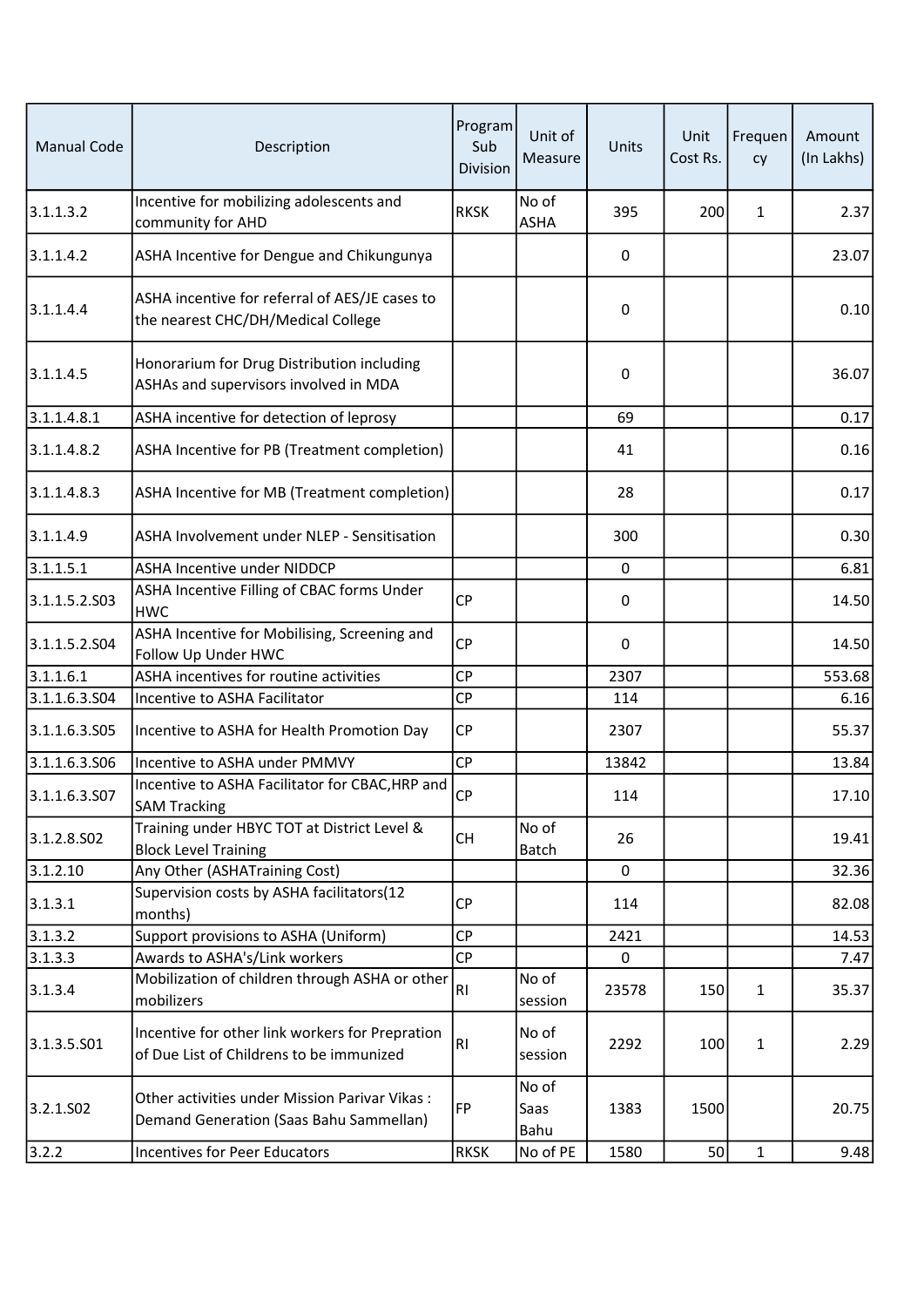| Manual Code | Description | Program Sub Division | Unit of Measure | Units | Unit Cost Rs. | Frequency | Amount (In Lakhs) |
|---|---|---|---|---|---|---|---|
| 3.1.1.3.2 | Incentive for mobilizing adolescents and community for AHD | RKSK | No of ASHA | 395 | 200 | 1 | 2.37 |
| 3.1.1.4.2 | ASHA Incentive for Dengue and Chikungunya | | | 0 | | | 23.07 |
| 3.1.1.4.4 | ASHA incentive for referral of AES/JE cases to the nearest CHC/DH/Medical College | | | 0 | | | 0.10 |
| 3.1.1.4.5 | Honorarium for Drug Distribution including ASHAs and supervisors involved in MDA | | | 0 | | | 36.07 |
| 3.1.1.4.8.1 | ASHA incentive for detection of leprosy | | | 69 | | | 0.17 |
| 3.1.1.4.8.2 | ASHA Incentive for PB (Treatment completion) | | | 41 | | | 0.16 |
| 3.1.1.4.8.3 | ASHA Incentive for MB (Treatment completion) | | | 28 | | | 0.17 |
| 3.1.1.4.9 | ASHA Involvement under NLEP - Sensitisation | | | 300 | | | 0.30 |
| 3.1.1.5.1 | ASHA Incentive under NIDDCP | | | 0 | | | 6.81 |
| 3.1.1.5.2.S03 | ASHA Incentive Filling of CBAC forms Under HWC | CP | | 0 | | | 14.50 |
| 3.1.1.5.2.S04 | ASHA Incentive for Mobilising, Screening and Follow Up Under HWC | CP | | 0 | | | 14.50 |
| 3.1.1.6.1 | ASHA incentives for routine activities | CP | | 2307 | | | 553.68 |
| 3.1.1.6.3.S04 | Incentive to ASHA Facilitator | CP | | 114 | | | 6.16 |
| 3.1.1.6.3.S05 | Incentive to ASHA for Health Promotion Day | CP | | 2307 | | | 55.37 |
| 3.1.1.6.3.S06 | Incentive to ASHA under PMMVY | CP | | 13842 | | | 13.84 |
| 3.1.1.6.3.S07 | Incentive to ASHA Facilitator for CBAC,HRP and SAM Tracking | CP | | 114 | | | 17.10 |
| 3.1.2.8.S02 | Training under HBYC TOT at District Level & Block Level Training | CH | No of Batch | 26 | | | 19.41 |
| 3.1.2.10 | Any Other (ASHATraining Cost) | | | 0 | | | 32.36 |
| 3.1.3.1 | Supervision costs by ASHA facilitators(12 months) | CP | | 114 | | | 82.08 |
| 3.1.3.2 | Support provisions to ASHA (Uniform) | CP | | 2421 | | | 14.53 |
| 3.1.3.3 | Awards to ASHA's/Link workers | CP | | 0 | | | 7.47 |
| 3.1.3.4 | Mobilization of children through ASHA or other mobilizers | RI | No of session | 23578 | 150 | 1 | 35.37 |
| 3.1.3.5.S01 | Incentive for other link workers for Prepration of Due List of Childrens to be immunized | RI | No of session | 2292 | 100 | 1 | 2.29 |
| 3.2.1.S02 | Other activities under Mission Parivar Vikas : Demand Generation (Saas Bahu Sammellan) | FP | No of Saas Bahu | 1383 | 1500 | | 20.75 |
| 3.2.2 | Incentives for Peer Educators | RKSK | No of PE | 1580 | 50 | 1 | 9.48 |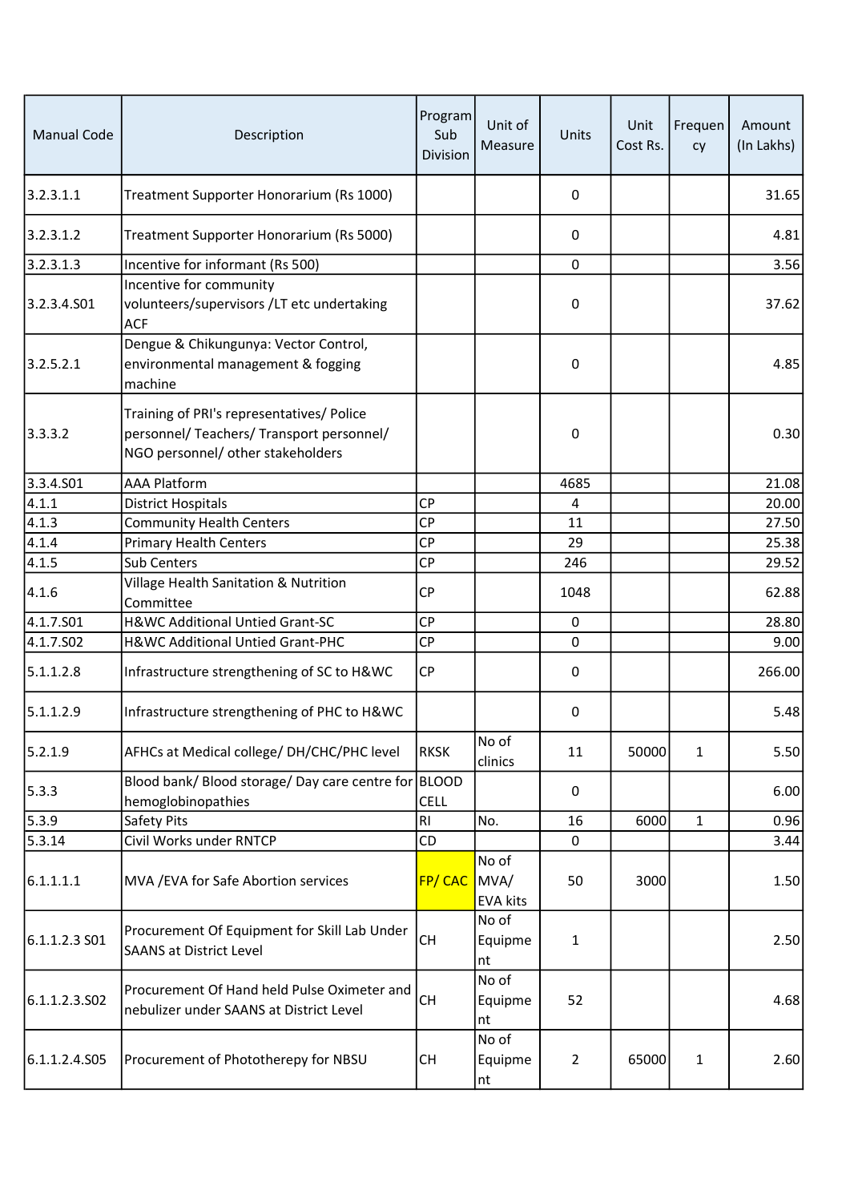| Manual Code | Description | Program Sub Division | Unit of Measure | Units | Unit Cost Rs. | Frequency | Amount (In Lakhs) |
|---|---|---|---|---|---|---|---|
| 3.2.3.1.1 | Treatment Supporter Honorarium (Rs 1000) | | | 0 | | | 31.65 |
| 3.2.3.1.2 | Treatment Supporter Honorarium (Rs 5000) | | | 0 | | | 4.81 |
| 3.2.3.1.3 | Incentive for informant (Rs 500) | | | 0 | | | 3.56 |
| 3.2.3.4.S01 | Incentive for community volunteers/supervisors /LT etc undertaking ACF | | | 0 | | | 37.62 |
| 3.2.5.2.1 | Dengue & Chikungunya: Vector Control, environmental management & fogging machine | | | 0 | | | 4.85 |
| 3.3.3.2 | Training of PRI's representatives/ Police personnel/ Teachers/ Transport personnel/ NGO personnel/ other stakeholders | | | 0 | | | 0.30 |
| 3.3.4.S01 | AAA Platform | | | 4685 | | | 21.08 |
| 4.1.1 | District Hospitals | CP | | 4 | | | 20.00 |
| 4.1.3 | Community Health Centers | CP | | 11 | | | 27.50 |
| 4.1.4 | Primary Health Centers | CP | | 29 | | | 25.38 |
| 4.1.5 | Sub Centers | CP | | 246 | | | 29.52 |
| 4.1.6 | Village Health Sanitation & Nutrition Committee | CP | | 1048 | | | 62.88 |
| 4.1.7.S01 | H&WC Additional Untied Grant-SC | CP | | 0 | | | 28.80 |
| 4.1.7.S02 | H&WC Additional Untied Grant-PHC | CP | | 0 | | | 9.00 |
| 5.1.1.2.8 | Infrastructure strengthening of SC to H&WC | CP | | 0 | | | 266.00 |
| 5.1.1.2.9 | Infrastructure strengthening of PHC to H&WC | | | 0 | | | 5.48 |
| 5.2.1.9 | AFHCs at Medical college/ DH/CHC/PHC level | RKSK | No of clinics | 11 | 50000 | 1 | 5.50 |
| 5.3.3 | Blood bank/ Blood storage/ Day care centre for hemoglobinopathies | BLOOD CELL | | 0 | | | 6.00 |
| 5.3.9 | Safety Pits | RI | No. | 16 | 6000 | 1 | 0.96 |
| 5.3.14 | Civil Works under RNTCP | CD | | 0 | | | 3.44 |
| 6.1.1.1.1 | MVA /EVA for Safe Abortion services | FP/ CAC | No of MVA/ EVA kits | 50 | 3000 | | 1.50 |
| 6.1.1.2.3 S01 | Procurement Of Equipment for Skill Lab Under SAANS at District Level | CH | No of Equipment | 1 | | | 2.50 |
| 6.1.1.2.3.S02 | Procurement Of Hand held Pulse Oximeter and nebulizer under SAANS at District Level | CH | No of Equipment | 52 | | | 4.68 |
| 6.1.1.2.4.S05 | Procurement of Phototherepy for NBSU | CH | No of Equipment | 2 | 65000 | 1 | 2.60 |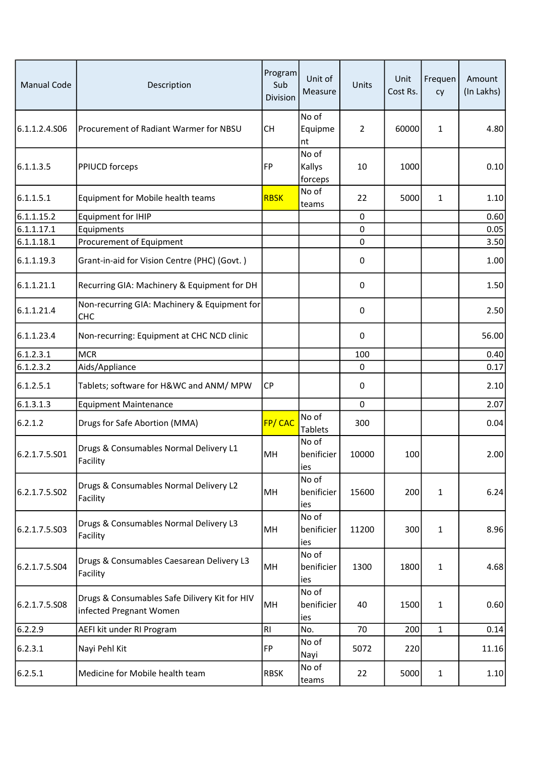| Manual Code | Description | Program Sub Division | Unit of Measure | Units | Unit Cost Rs. | Frequency | Amount (In Lakhs) |
|---|---|---|---|---|---|---|---|
| 6.1.1.2.4.S06 | Procurement of Radiant Warmer for NBSU | CH | No of Equipment | 2 | 60000 | 1 | 4.80 |
| 6.1.1.3.5 | PPIUCD forceps | FP | No of Kallys forceps | 10 | 1000 | | 0.10 |
| 6.1.1.5.1 | Equipment for Mobile health teams | RBSK | No of teams | 22 | 5000 | 1 | 1.10 |
| 6.1.1.15.2 | Equipment for IHIP | | | 0 | | | 0.60 |
| 6.1.1.17.1 | Equipments | | | 0 | | | 0.05 |
| 6.1.1.18.1 | Procurement of Equipment | | | 0 | | | 3.50 |
| 6.1.1.19.3 | Grant-in-aid for Vision Centre (PHC) (Govt. ) | | | 0 | | | 1.00 |
| 6.1.1.21.1 | Recurring GIA: Machinery & Equipment for DH | | | 0 | | | 1.50 |
| 6.1.1.21.4 | Non-recurring GIA: Machinery & Equipment for CHC | | | 0 | | | 2.50 |
| 6.1.1.23.4 | Non-recurring: Equipment at CHC NCD clinic | | | 0 | | | 56.00 |
| 6.1.2.3.1 | MCR | | | 100 | | | 0.40 |
| 6.1.2.3.2 | Aids/Appliance | | | 0 | | | 0.17 |
| 6.1.2.5.1 | Tablets; software for H&WC and ANM/ MPW | CP | | 0 | | | 2.10 |
| 6.1.3.1.3 | Equipment Maintenance | | | 0 | | | 2.07 |
| 6.2.1.2 | Drugs for Safe Abortion (MMA) | FP/ CAC | No of Tablets | 300 | | | 0.04 |
| 6.2.1.7.5.S01 | Drugs & Consumables Normal Delivery L1 Facility | MH | No of benificieries | 10000 | 100 | | 2.00 |
| 6.2.1.7.5.S02 | Drugs & Consumables Normal Delivery L2 Facility | MH | No of benificieries | 15600 | 200 | 1 | 6.24 |
| 6.2.1.7.5.S03 | Drugs & Consumables Normal Delivery L3 Facility | MH | No of benificieries | 11200 | 300 | 1 | 8.96 |
| 6.2.1.7.5.S04 | Drugs & Consumables Caesarean Delivery L3 Facility | MH | No of benificieries | 1300 | 1800 | 1 | 4.68 |
| 6.2.1.7.5.S08 | Drugs & Consumables Safe Dilivery Kit for HIV infected Pregnant Women | MH | No of benificieries | 40 | 1500 | 1 | 0.60 |
| 6.2.2.9 | AEFI kit under RI Program | RI | No. | 70 | 200 | 1 | 0.14 |
| 6.2.3.1 | Nayi Pehl Kit | FP | No of Nayi | 5072 | 220 | | 11.16 |
| 6.2.5.1 | Medicine for Mobile health team | RBSK | No of teams | 22 | 5000 | 1 | 1.10 |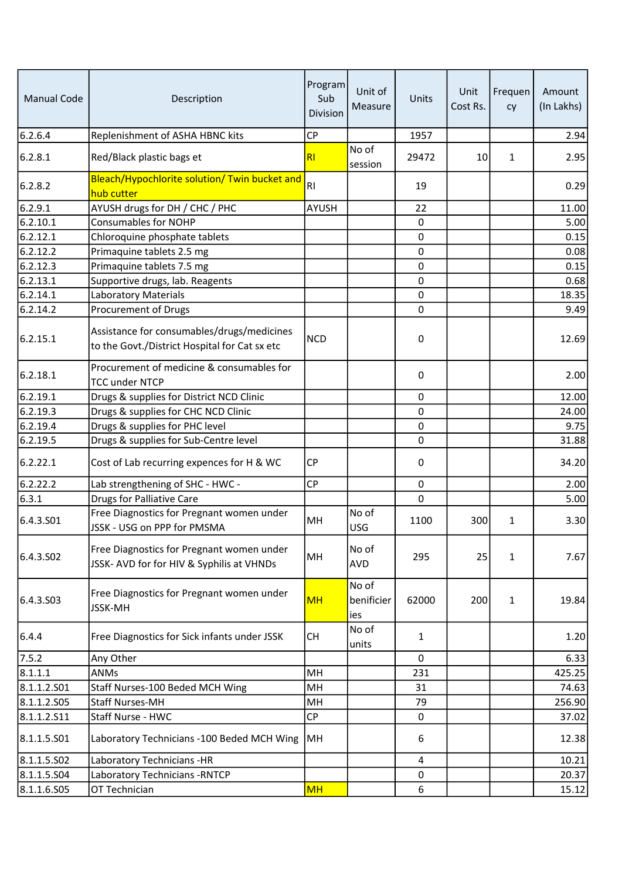| Manual Code | Description | Program Sub Division | Unit of Measure | Units | Unit Cost Rs. | Frequency | Amount (In Lakhs) |
|---|---|---|---|---|---|---|---|
| 6.2.6.4 | Replenishment of ASHA HBNC kits | CP | | 1957 | | | 2.94 |
| 6.2.8.1 | Red/Black plastic bags et | RI | No of session | 29472 | 10 | 1 | 2.95 |
| 6.2.8.2 | Bleach/Hypochlorite solution/ Twin bucket and hub cutter | RI | | 19 | | | 0.29 |
| 6.2.9.1 | AYUSH drugs for DH / CHC / PHC | AYUSH | | 22 | | | 11.00 |
| 6.2.10.1 | Consumables for NOHP | | | 0 | | | 5.00 |
| 6.2.12.1 | Chloroquine phosphate tablets | | | 0 | | | 0.15 |
| 6.2.12.2 | Primaquine tablets 2.5 mg | | | 0 | | | 0.08 |
| 6.2.12.3 | Primaquine tablets 7.5 mg | | | 0 | | | 0.15 |
| 6.2.13.1 | Supportive drugs, lab. Reagents | | | 0 | | | 0.68 |
| 6.2.14.1 | Laboratory Materials | | | 0 | | | 18.35 |
| 6.2.14.2 | Procurement of Drugs | | | 0 | | | 9.49 |
| 6.2.15.1 | Assistance for consumables/drugs/medicines to the Govt./District Hospital for Cat sx etc | NCD | | 0 | | | 12.69 |
| 6.2.18.1 | Procurement of medicine & consumables for TCC under NTCP | | | 0 | | | 2.00 |
| 6.2.19.1 | Drugs & supplies for District NCD Clinic | | | 0 | | | 12.00 |
| 6.2.19.3 | Drugs & supplies for CHC NCD Clinic | | | 0 | | | 24.00 |
| 6.2.19.4 | Drugs & supplies for PHC level | | | 0 | | | 9.75 |
| 6.2.19.5 | Drugs & supplies for Sub-Centre level | | | 0 | | | 31.88 |
| 6.2.22.1 | Cost of Lab recurring expences for H & WC | CP | | 0 | | | 34.20 |
| 6.2.22.2 | Lab strengthening of SHC - HWC - | CP | | 0 | | | 2.00 |
| 6.3.1 | Drugs for Palliative Care | | | 0 | | | 5.00 |
| 6.4.3.S01 | Free Diagnostics for Pregnant women under JSSK - USG on PPP for PMSMA | MH | No of USG | 1100 | 300 | 1 | 3.30 |
| 6.4.3.S02 | Free Diagnostics for Pregnant women under JSSK- AVD for for HIV & Syphilis at VHNDs | MH | No of AVD | 295 | 25 | 1 | 7.67 |
| 6.4.3.S03 | Free Diagnostics for Pregnant women under JSSK-MH | MH | No of benificieries | 62000 | 200 | 1 | 19.84 |
| 6.4.4 | Free Diagnostics for Sick infants under JSSK | CH | No of units | 1 | | | 1.20 |
| 7.5.2 | Any Other | | | 0 | | | 6.33 |
| 8.1.1.1 | ANMs | MH | | 231 | | | 425.25 |
| 8.1.1.2.S01 | Staff Nurses-100 Beded MCH Wing | MH | | 31 | | | 74.63 |
| 8.1.1.2.S05 | Staff Nurses-MH | MH | | 79 | | | 256.90 |
| 8.1.1.2.S11 | Staff Nurse - HWC | CP | | 0 | | | 37.02 |
| 8.1.1.5.S01 | Laboratory Technicians -100 Beded MCH Wing | MH | | 6 | | | 12.38 |
| 8.1.1.5.S02 | Laboratory Technicians -HR | | | 4 | | | 10.21 |
| 8.1.1.5.S04 | Laboratory Technicians -RNTCP | | | 0 | | | 20.37 |
| 8.1.1.6.S05 | OT Technician | MH | | 6 | | | 15.12 |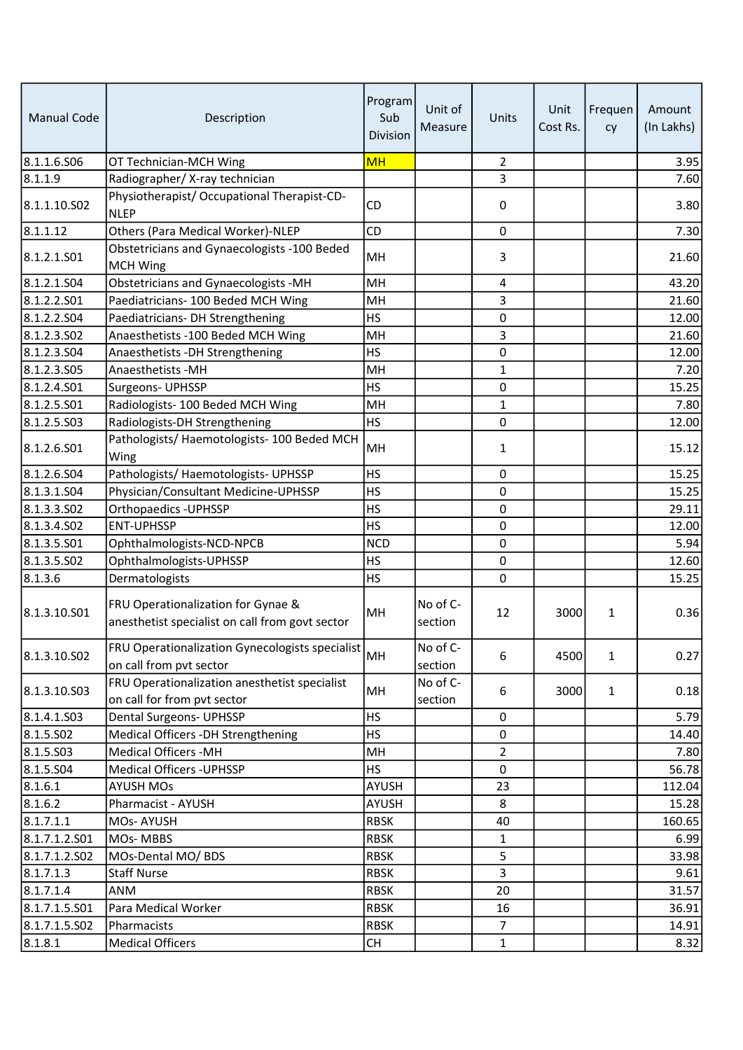| Manual Code | Description | Program Sub Division | Unit of Measure | Units | Unit Cost Rs. | Frequency | Amount (In Lakhs) |
|---|---|---|---|---|---|---|---|
| 8.1.1.6.S06 | OT Technician-MCH Wing | MH | | 2 | | | 3.95 |
| 8.1.1.9 | Radiographer/ X-ray technician | | | 3 | | | 7.60 |
| 8.1.1.10.S02 | Physiotherapist/ Occupational Therapist-CD-NLEP | CD | | 0 | | | 3.80 |
| 8.1.1.12 | Others (Para Medical Worker)-NLEP | CD | | 0 | | | 7.30 |
| 8.1.2.1.S01 | Obstetricians and Gynaecologists -100 Beded MCH Wing | MH | | 3 | | | 21.60 |
| 8.1.2.1.S04 | Obstetricians and Gynaecologists -MH | MH | | 4 | | | 43.20 |
| 8.1.2.2.S01 | Paediatricians- 100 Beded MCH Wing | MH | | 3 | | | 21.60 |
| 8.1.2.2.S04 | Paediatricians- DH Strengthening | HS | | 0 | | | 12.00 |
| 8.1.2.3.S02 | Anaesthetists -100 Beded MCH Wing | MH | | 3 | | | 21.60 |
| 8.1.2.3.S04 | Anaesthetists -DH Strengthening | HS | | 0 | | | 12.00 |
| 8.1.2.3.S05 | Anaesthetists -MH | MH | | 1 | | | 7.20 |
| 8.1.2.4.S01 | Surgeons- UPHSSP | HS | | 0 | | | 15.25 |
| 8.1.2.5.S01 | Radiologists- 100 Beded MCH Wing | MH | | 1 | | | 7.80 |
| 8.1.2.5.S03 | Radiologists-DH Strengthening | HS | | 0 | | | 12.00 |
| 8.1.2.6.S01 | Pathologists/ Haemotologists- 100 Beded MCH Wing | MH | | 1 | | | 15.12 |
| 8.1.2.6.S04 | Pathologists/ Haemotologists- UPHSSP | HS | | 0 | | | 15.25 |
| 8.1.3.1.S04 | Physician/Consultant Medicine-UPHSSP | HS | | 0 | | | 15.25 |
| 8.1.3.3.S02 | Orthopaedics -UPHSSP | HS | | 0 | | | 29.11 |
| 8.1.3.4.S02 | ENT-UPHSSP | HS | | 0 | | | 12.00 |
| 8.1.3.5.S01 | Ophthalmologists-NCD-NPCB | NCD | | 0 | | | 5.94 |
| 8.1.3.5.S02 | Ophthalmologists-UPHSSP | HS | | 0 | | | 12.60 |
| 8.1.3.6 | Dermatologists | HS | | 0 | | | 15.25 |
| 8.1.3.10.S01 | FRU Operationalization for Gynae & anesthetist specialist on call from govt sector | MH | No of C-section | 12 | 3000 | 1 | 0.36 |
| 8.1.3.10.S02 | FRU Operationalization Gynecologists specialist on call from pvt sector | MH | No of C-section | 6 | 4500 | 1 | 0.27 |
| 8.1.3.10.S03 | FRU Operationalization anesthetist specialist on call for from pvt sector | MH | No of C-section | 6 | 3000 | 1 | 0.18 |
| 8.1.4.1.S03 | Dental Surgeons- UPHSSP | HS | | 0 | | | 5.79 |
| 8.1.5.S02 | Medical Officers -DH Strengthening | HS | | 0 | | | 14.40 |
| 8.1.5.S03 | Medical Officers -MH | MH | | 2 | | | 7.80 |
| 8.1.5.S04 | Medical Officers -UPHSSP | HS | | 0 | | | 56.78 |
| 8.1.6.1 | AYUSH MOs | AYUSH | | 23 | | | 112.04 |
| 8.1.6.2 | Pharmacist - AYUSH | AYUSH | | 8 | | | 15.28 |
| 8.1.7.1.1 | MOs- AYUSH | RBSK | | 40 | | | 160.65 |
| 8.1.7.1.2.S01 | MOs- MBBS | RBSK | | 1 | | | 6.99 |
| 8.1.7.1.2.S02 | MOs-Dental MO/ BDS | RBSK | | 5 | | | 33.98 |
| 8.1.7.1.3 | Staff Nurse | RBSK | | 3 | | | 9.61 |
| 8.1.7.1.4 | ANM | RBSK | | 20 | | | 31.57 |
| 8.1.7.1.5.S01 | Para Medical Worker | RBSK | | 16 | | | 36.91 |
| 8.1.7.1.5.S02 | Pharmacists | RBSK | | 7 | | | 14.91 |
| 8.1.8.1 | Medical Officers | CH | | 1 | | | 8.32 |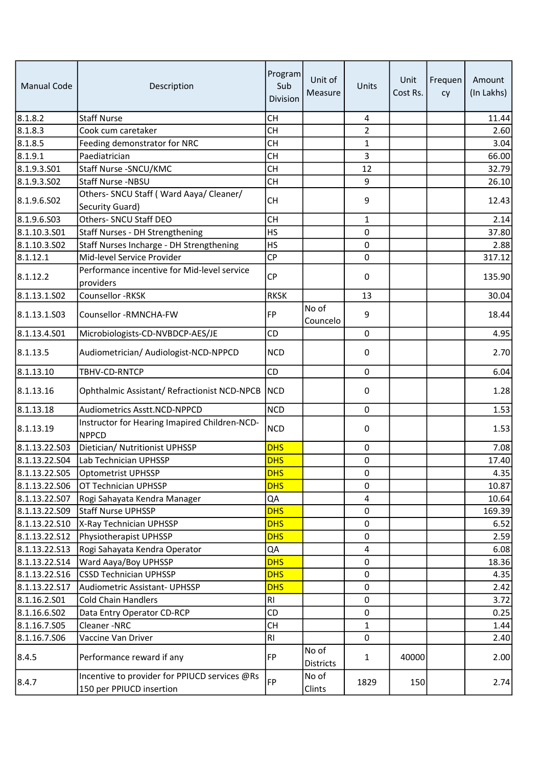| Manual Code | Description | Program Sub Division | Unit of Measure | Units | Unit Cost Rs. | Frequency | Amount (In Lakhs) |
|---|---|---|---|---|---|---|---|
| 8.1.8.2 | Staff Nurse | CH | | 4 | | | 11.44 |
| 8.1.8.3 | Cook cum caretaker | CH | | 2 | | | 2.60 |
| 8.1.8.5 | Feeding demonstrator for NRC | CH | | 1 | | | 3.04 |
| 8.1.9.1 | Paediatrician | CH | | 3 | | | 66.00 |
| 8.1.9.3.S01 | Staff Nurse -SNCU/KMC | CH | | 12 | | | 32.79 |
| 8.1.9.3.S02 | Staff Nurse -NBSU | CH | | 9 | | | 26.10 |
| 8.1.9.6.S02 | Others- SNCU Staff ( Ward Aaya/ Cleaner/ Security Guard) | CH | | 9 | | | 12.43 |
| 8.1.9.6.S03 | Others- SNCU Staff DEO | CH | | 1 | | | 2.14 |
| 8.1.10.3.S01 | Staff Nurses - DH Strengthening | HS | | 0 | | | 37.80 |
| 8.1.10.3.S02 | Staff Nurses Incharge - DH Strengthening | HS | | 0 | | | 2.88 |
| 8.1.12.1 | Mid-level Service Provider | CP | | 0 | | | 317.12 |
| 8.1.12.2 | Performance incentive for Mid-level service providers | CP | | 0 | | | 135.90 |
| 8.1.13.1.S02 | Counsellor -RKSK | RKSK | | 13 | | | 30.04 |
| 8.1.13.1.S03 | Counsellor -RMNCHA-FW | FP | No of Councelo | 9 | | | 18.44 |
| 8.1.13.4.S01 | Microbiologists-CD-NVBDCP-AES/JE | CD | | 0 | | | 4.95 |
| 8.1.13.5 | Audiometrician/ Audiologist-NCD-NPPCD | NCD | | 0 | | | 2.70 |
| 8.1.13.10 | TBHV-CD-RNTCP | CD | | 0 | | | 6.04 |
| 8.1.13.16 | Ophthalmic Assistant/ Refractionist NCD-NPCB | NCD | | 0 | | | 1.28 |
| 8.1.13.18 | Audiometrics Asstt.NCD-NPPCD | NCD | | 0 | | | 1.53 |
| 8.1.13.19 | Instructor for Hearing Imapired Children-NCD-NPPCD | NCD | | 0 | | | 1.53 |
| 8.1.13.22.S03 | Dietician/ Nutritionist UPHSSP | DHS | | 0 | | | 7.08 |
| 8.1.13.22.S04 | Lab Technician UPHSSP | DHS | | 0 | | | 17.40 |
| 8.1.13.22.S05 | Optometrist UPHSSP | DHS | | 0 | | | 4.35 |
| 8.1.13.22.S06 | OT Technician UPHSSP | DHS | | 0 | | | 10.87 |
| 8.1.13.22.S07 | Rogi Sahayata Kendra Manager | QA | | 4 | | | 10.64 |
| 8.1.13.22.S09 | Staff Nurse UPHSSP | DHS | | 0 | | | 169.39 |
| 8.1.13.22.S10 | X-Ray Technician UPHSSP | DHS | | 0 | | | 6.52 |
| 8.1.13.22.S12 | Physiotherapist UPHSSP | DHS | | 0 | | | 2.59 |
| 8.1.13.22.S13 | Rogi Sahayata Kendra Operator | QA | | 4 | | | 6.08 |
| 8.1.13.22.S14 | Ward Aaya/Boy UPHSSP | DHS | | 0 | | | 18.36 |
| 8.1.13.22.S16 | CSSD Technician UPHSSP | DHS | | 0 | | | 4.35 |
| 8.1.13.22.S17 | Audiometric Assistant- UPHSSP | DHS | | 0 | | | 2.42 |
| 8.1.16.2.S01 | Cold Chain Handlers | RI | | 0 | | | 3.72 |
| 8.1.16.6.S02 | Data Entry Operator CD-RCP | CD | | 0 | | | 0.25 |
| 8.1.16.7.S05 | Cleaner -NRC | CH | | 1 | | | 1.44 |
| 8.1.16.7.S06 | Vaccine Van Driver | RI | | 0 | | | 2.40 |
| 8.4.5 | Performance reward if any | FP | No of Districts | 1 | 40000 | | 2.00 |
| 8.4.7 | Incentive to provider for PPIUCD services @Rs 150 per PPIUCD insertion | FP | No of Clints | 1829 | 150 | | 2.74 |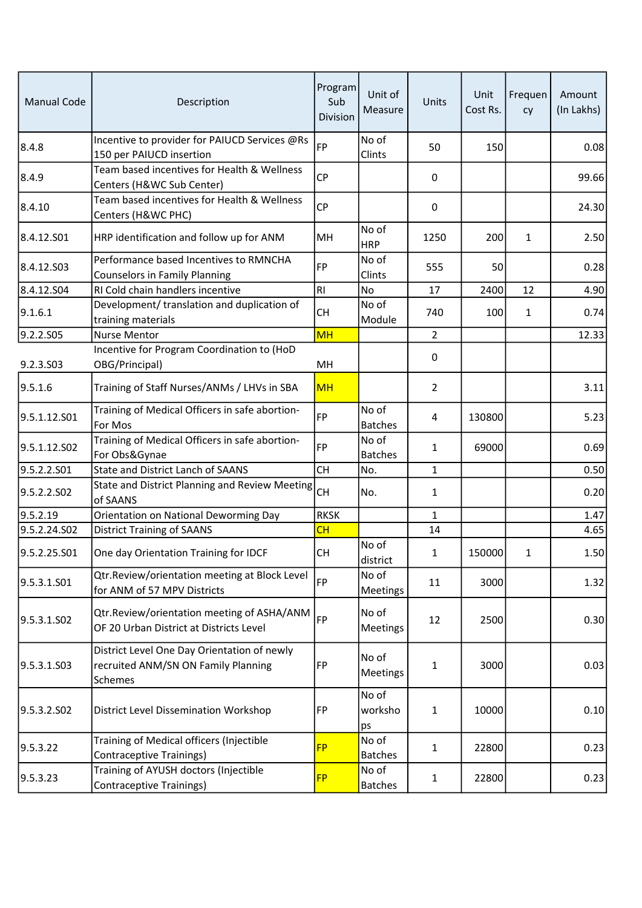| Manual Code | Description | Program Sub Division | Unit of Measure | Units | Unit Cost Rs. | Frequency | Amount (In Lakhs) |
|---|---|---|---|---|---|---|---|
| 8.4.8 | Incentive to provider for PAIUCD Services @Rs 150 per PAIUCD insertion | FP | No of Clints | 50 | 150 | | 0.08 |
| 8.4.9 | Team based incentives for Health & Wellness Centers (H&WC Sub Center) | CP | | 0 | | | 99.66 |
| 8.4.10 | Team based incentives for Health & Wellness Centers (H&WC PHC) | CP | | 0 | | | 24.30 |
| 8.4.12.S01 | HRP identification and follow up for ANM | MH | No of HRP | 1250 | 200 | 1 | 2.50 |
| 8.4.12.S03 | Performance based Incentives to RMNCHA Counselors in Family Planning | FP | No of Clints | 555 | 50 | | 0.28 |
| 8.4.12.S04 | RI Cold chain handlers incentive | RI | No | 17 | 2400 | 12 | 4.90 |
| 9.1.6.1 | Development/ translation and duplication of training materials | CH | No of Module | 740 | 100 | 1 | 0.74 |
| 9.2.2.S05 | Nurse Mentor | MH | | 2 | | | 12.33 |
| 9.2.3.S03 | Incentive for Program Coordination to (HoD OBG/Principal) | MH | | 0 | | | |
| 9.5.1.6 | Training of Staff Nurses/ANMs / LHVs in SBA | MH | | 2 | | | 3.11 |
| 9.5.1.12.S01 | Training of Medical Officers in safe abortion- For Mos | FP | No of Batches | 4 | 130800 | | 5.23 |
| 9.5.1.12.S02 | Training of Medical Officers in safe abortion- For Obs&Gynae | FP | No of Batches | 1 | 69000 | | 0.69 |
| 9.5.2.2.S01 | State and District Lanch of SAANS | CH | No. | 1 | | | 0.50 |
| 9.5.2.2.S02 | State and District Planning and Review Meeting of SAANS | CH | No. | 1 | | | 0.20 |
| 9.5.2.19 | Orientation on National Deworming Day | RKSK | | 1 | | | 1.47 |
| 9.5.2.24.S02 | District Training of SAANS | CH | | 14 | | | 4.65 |
| 9.5.2.25.S01 | One day Orientation Training for IDCF | CH | No of district | 1 | 150000 | 1 | 1.50 |
| 9.5.3.1.S01 | Qtr.Review/orientation meeting at Block Level for ANM of 57 MPV Districts | FP | No of Meetings | 11 | 3000 | | 1.32 |
| 9.5.3.1.S02 | Qtr.Review/orientation meeting of ASHA/ANM OF 20 Urban District at Districts Level | FP | No of Meetings | 12 | 2500 | | 0.30 |
| 9.5.3.1.S03 | District Level One Day Orientation of newly recruited ANM/SN ON Family Planning Schemes | FP | No of Meetings | 1 | 3000 | | 0.03 |
| 9.5.3.2.S02 | District Level Dissemination Workshop | FP | No of workshops | 1 | 10000 | | 0.10 |
| 9.5.3.22 | Training of Medical officers (Injectible Contraceptive Trainings) | FP | No of Batches | 1 | 22800 | | 0.23 |
| 9.5.3.23 | Training of AYUSH doctors (Injectible Contraceptive Trainings) | FP | No of Batches | 1 | 22800 | | 0.23 |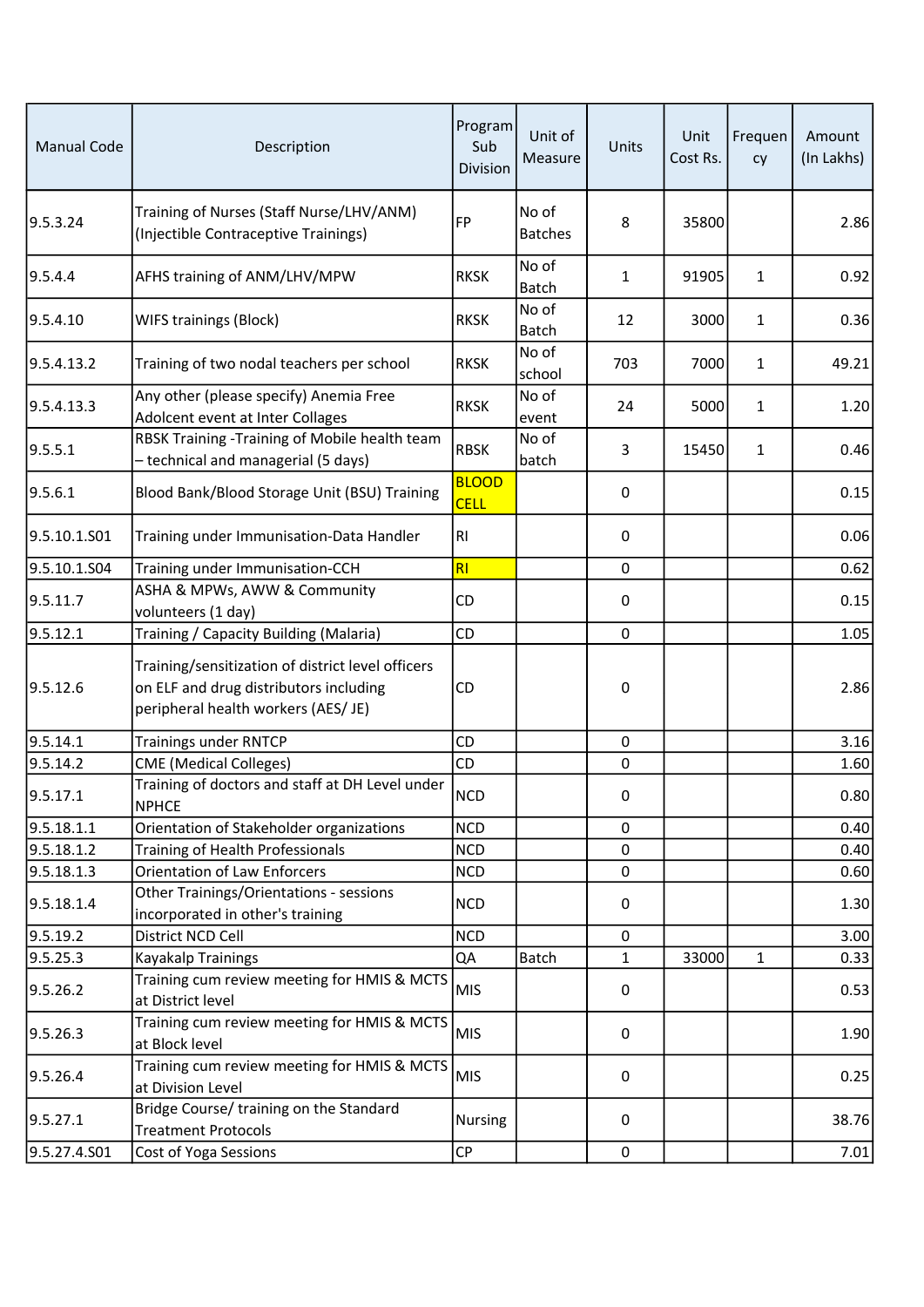| Manual Code | Description | Program Sub Division | Unit of Measure | Units | Unit Cost Rs. | Frequency | Amount (In Lakhs) |
|---|---|---|---|---|---|---|---|
| 9.5.3.24 | Training of Nurses (Staff Nurse/LHV/ANM) (Injectible Contraceptive Trainings) | FP | No of Batches | 8 | 35800 | | 2.86 |
| 9.5.4.4 | AFHS training of ANM/LHV/MPW | RKSK | No of Batch | 1 | 91905 | 1 | 0.92 |
| 9.5.4.10 | WIFS trainings (Block) | RKSK | No of Batch | 12 | 3000 | 1 | 0.36 |
| 9.5.4.13.2 | Training of two nodal teachers per school | RKSK | No of school | 703 | 7000 | 1 | 49.21 |
| 9.5.4.13.3 | Any other (please specify) Anemia Free Adolcent event at Inter Collages | RKSK | No of event | 24 | 5000 | 1 | 1.20 |
| 9.5.5.1 | RBSK Training -Training of Mobile health team – technical and managerial (5 days) | RBSK | No of batch | 3 | 15450 | 1 | 0.46 |
| 9.5.6.1 | Blood Bank/Blood Storage Unit (BSU) Training | BLOOD CELL | | 0 | | | 0.15 |
| 9.5.10.1.S01 | Training under Immunisation-Data Handler | RI | | 0 | | | 0.06 |
| 9.5.10.1.S04 | Training under Immunisation-CCH | RI | | 0 | | | 0.62 |
| 9.5.11.7 | ASHA & MPWs, AWW & Community volunteers (1 day) | CD | | 0 | | | 0.15 |
| 9.5.12.1 | Training / Capacity Building (Malaria) | CD | | 0 | | | 1.05 |
| 9.5.12.6 | Training/sensitization of district level officers on ELF and drug distributors including peripheral health workers (AES/ JE) | CD | | 0 | | | 2.86 |
| 9.5.14.1 | Trainings under RNTCP | CD | | 0 | | | 3.16 |
| 9.5.14.2 | CME (Medical Colleges) | CD | | 0 | | | 1.60 |
| 9.5.17.1 | Training of doctors and staff at DH Level under NPHCE | NCD | | 0 | | | 0.80 |
| 9.5.18.1.1 | Orientation of Stakeholder organizations | NCD | | 0 | | | 0.40 |
| 9.5.18.1.2 | Training of Health Professionals | NCD | | 0 | | | 0.40 |
| 9.5.18.1.3 | Orientation of Law Enforcers | NCD | | 0 | | | 0.60 |
| 9.5.18.1.4 | Other Trainings/Orientations - sessions incorporated in other's training | NCD | | 0 | | | 1.30 |
| 9.5.19.2 | District NCD Cell | NCD | | 0 | | | 3.00 |
| 9.5.25.3 | Kayakalp Trainings | QA | Batch | 1 | 33000 | 1 | 0.33 |
| 9.5.26.2 | Training cum review meeting for HMIS & MCTS at District level | MIS | | 0 | | | 0.53 |
| 9.5.26.3 | Training cum review meeting for HMIS & MCTS at Block level | MIS | | 0 | | | 1.90 |
| 9.5.26.4 | Training cum review meeting for HMIS & MCTS at Division Level | MIS | | 0 | | | 0.25 |
| 9.5.27.1 | Bridge Course/ training on the Standard Treatment Protocols | Nursing | | 0 | | | 38.76 |
| 9.5.27.4.S01 | Cost of Yoga Sessions | CP | | 0 | | | 7.01 |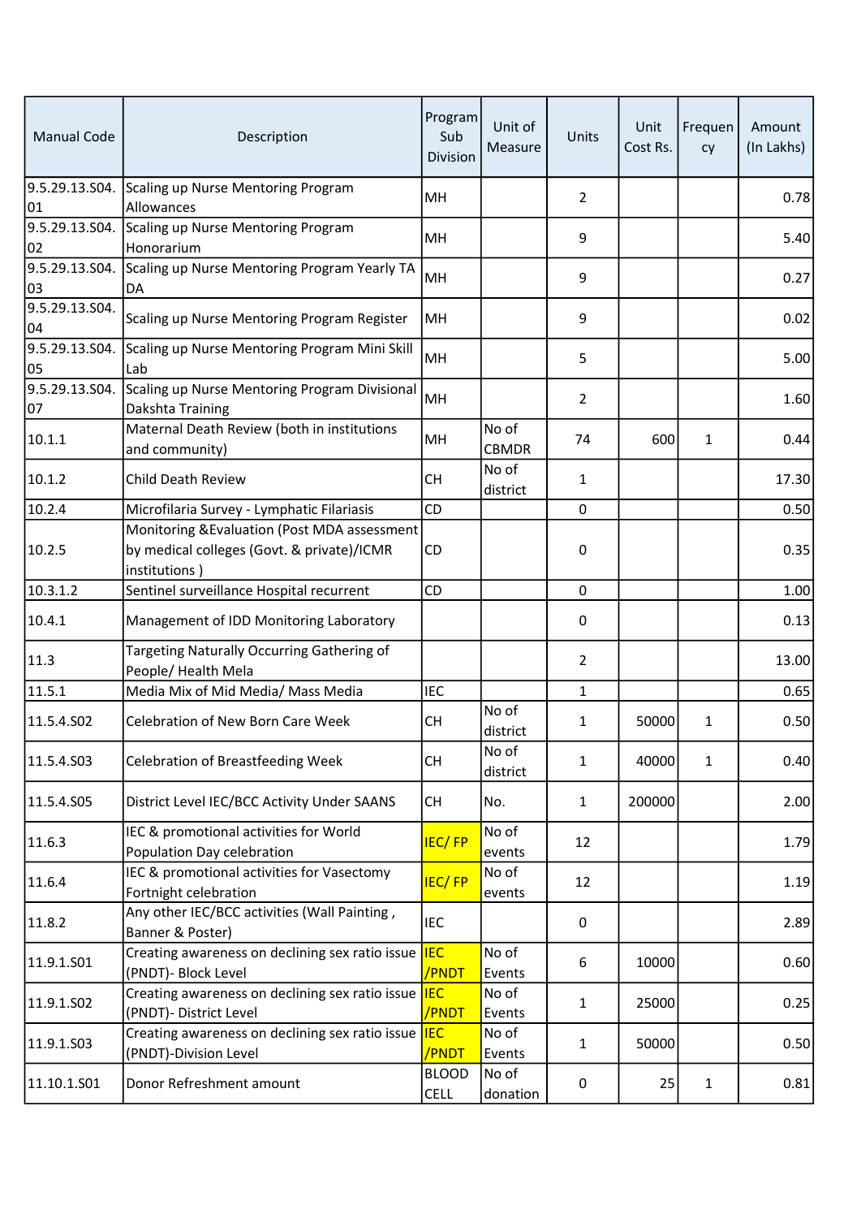| Manual Code | Description | Program Sub Division | Unit of Measure | Units | Unit Cost Rs. | Frequency | Amount (In Lakhs) |
|---|---|---|---|---|---|---|---|
| 9.5.29.13.S04.01 | Scaling up Nurse Mentoring Program Allowances | MH | | 2 | | | 0.78 |
| 9.5.29.13.S04.02 | Scaling up Nurse Mentoring Program Honorarium | MH | | 9 | | | 5.40 |
| 9.5.29.13.S04.03 | Scaling up Nurse Mentoring Program Yearly TA DA | MH | | 9 | | | 0.27 |
| 9.5.29.13.S04.04 | Scaling up Nurse Mentoring Program Register | MH | | 9 | | | 0.02 |
| 9.5.29.13.S04.05 | Scaling up Nurse Mentoring Program Mini Skill Lab | MH | | 5 | | | 5.00 |
| 9.5.29.13.S04.07 | Scaling up Nurse Mentoring Program Divisional Dakshta Training | MH | | 2 | | | 1.60 |
| 10.1.1 | Maternal Death Review (both in institutions and community) | MH | No of CBMDR | 74 | 600 | 1 | 0.44 |
| 10.1.2 | Child Death Review | CH | No of district | 1 | | | 17.30 |
| 10.2.4 | Microfilaria Survey - Lymphatic Filariasis | CD | | 0 | | | 0.50 |
| 10.2.5 | Monitoring &Evaluation (Post MDA assessment by medical colleges (Govt. & private)/ICMR institutions ) | CD | | 0 | | | 0.35 |
| 10.3.1.2 | Sentinel surveillance Hospital recurrent | CD | | 0 | | | 1.00 |
| 10.4.1 | Management of IDD Monitoring Laboratory | | | 0 | | | 0.13 |
| 11.3 | Targeting Naturally Occurring Gathering of People/ Health Mela | | | 2 | | | 13.00 |
| 11.5.1 | Media Mix of Mid Media/ Mass Media | IEC | | 1 | | | 0.65 |
| 11.5.4.S02 | Celebration of New Born Care Week | CH | No of district | 1 | 50000 | 1 | 0.50 |
| 11.5.4.S03 | Celebration of Breastfeeding Week | CH | No of district | 1 | 40000 | 1 | 0.40 |
| 11.5.4.S05 | District Level IEC/BCC Activity Under SAANS | CH | No. | 1 | 200000 | | 2.00 |
| 11.6.3 | IEC & promotional activities for World Population Day celebration | IEC/ FP | No of events | 12 | | | 1.79 |
| 11.6.4 | IEC & promotional activities for Vasectomy Fortnight celebration | IEC/ FP | No of events | 12 | | | 1.19 |
| 11.8.2 | Any other IEC/BCC activities (Wall Painting , Banner & Poster) | IEC | | 0 | | | 2.89 |
| 11.9.1.S01 | Creating awareness on declining sex ratio issue (PNDT)- Block Level | IEC /PNDT | No of Events | 6 | 10000 | | 0.60 |
| 11.9.1.S02 | Creating awareness on declining sex ratio issue (PNDT)- District Level | IEC /PNDT | No of Events | 1 | 25000 | | 0.25 |
| 11.9.1.S03 | Creating awareness on declining sex ratio issue (PNDT)-Division Level | IEC /PNDT | No of Events | 1 | 50000 | | 0.50 |
| 11.10.1.S01 | Donor Refreshment amount | BLOOD CELL | No of donation | 0 | 25 | 1 | 0.81 |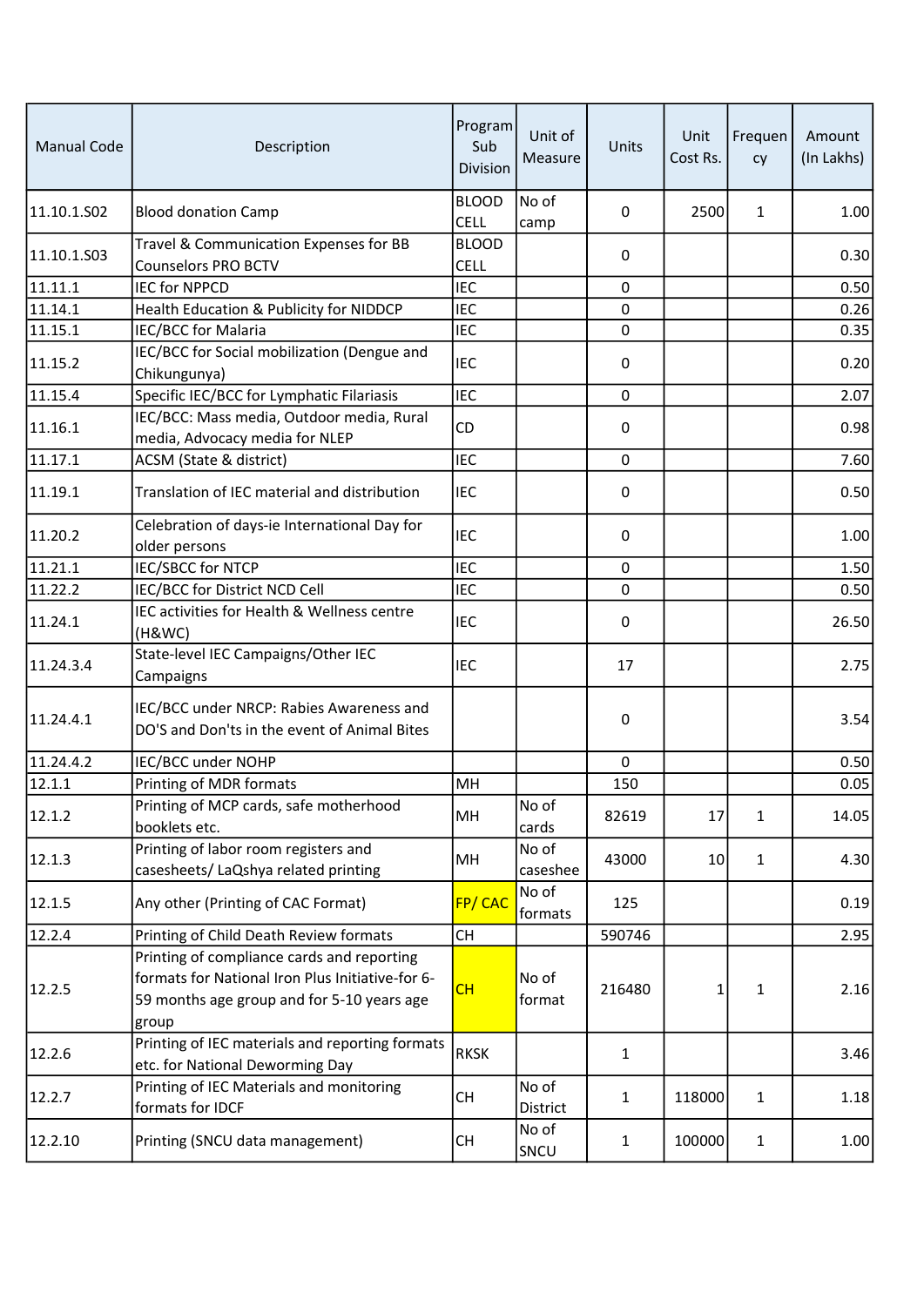| Manual Code | Description | Program Sub Division | Unit of Measure | Units | Unit Cost Rs. | Frequency | Amount (In Lakhs) |
|---|---|---|---|---|---|---|---|
| 11.10.1.S02 | Blood donation Camp | BLOOD CELL | No of camp | 0 | 2500 | 1 | 1.00 |
| 11.10.1.S03 | Travel & Communication Expenses for BB Counselors PRO BCTV | BLOOD CELL | | 0 | | | 0.30 |
| 11.11.1 | IEC for NPPCD | IEC | | 0 | | | 0.50 |
| 11.14.1 | Health Education & Publicity for NIDDCP | IEC | | 0 | | | 0.26 |
| 11.15.1 | IEC/BCC for Malaria | IEC | | 0 | | | 0.35 |
| 11.15.2 | IEC/BCC for Social mobilization (Dengue and Chikungunya) | IEC | | 0 | | | 0.20 |
| 11.15.4 | Specific IEC/BCC for Lymphatic Filariasis | IEC | | 0 | | | 2.07 |
| 11.16.1 | IEC/BCC: Mass media, Outdoor media, Rural media, Advocacy media for NLEP | CD | | 0 | | | 0.98 |
| 11.17.1 | ACSM (State & district) | IEC | | 0 | | | 7.60 |
| 11.19.1 | Translation of IEC material and distribution | IEC | | 0 | | | 0.50 |
| 11.20.2 | Celebration of days-ie International Day for older persons | IEC | | 0 | | | 1.00 |
| 11.21.1 | IEC/SBCC for NTCP | IEC | | 0 | | | 1.50 |
| 11.22.2 | IEC/BCC for District NCD Cell | IEC | | 0 | | | 0.50 |
| 11.24.1 | IEC activities for Health & Wellness centre (H&WC) | IEC | | 0 | | | 26.50 |
| 11.24.3.4 | State-level IEC Campaigns/Other IEC Campaigns | IEC | | 17 | | | 2.75 |
| 11.24.4.1 | IEC/BCC under NRCP: Rabies Awareness and DO'S and Don'ts in the event of Animal Bites | | | 0 | | | 3.54 |
| 11.24.4.2 | IEC/BCC under NOHP | | | 0 | | | 0.50 |
| 12.1.1 | Printing of MDR formats | MH | | 150 | | | 0.05 |
| 12.1.2 | Printing of MCP cards, safe motherhood booklets etc. | MH | No of cards | 82619 | 17 | 1 | 14.05 |
| 12.1.3 | Printing of labor room registers and casesheets/ LaQshya related printing | MH | No of caseshee | 43000 | 10 | 1 | 4.30 |
| 12.1.5 | Any other (Printing of CAC Format) | FP/ CAC | No of formats | 125 | | | 0.19 |
| 12.2.4 | Printing of Child Death Review formats | CH | | 590746 | | | 2.95 |
| 12.2.5 | Printing of compliance cards and reporting formats for National Iron Plus Initiative-for 6-59 months age group and for 5-10 years age group | CH | No of format | 216480 | 1 | 1 | 2.16 |
| 12.2.6 | Printing of IEC materials and reporting formats etc. for National Deworming Day | RKSK | | 1 | | | 3.46 |
| 12.2.7 | Printing of IEC Materials and monitoring formats for IDCF | CH | No of District | 1 | 118000 | 1 | 1.18 |
| 12.2.10 | Printing (SNCU data management) | CH | No of SNCU | 1 | 100000 | 1 | 1.00 |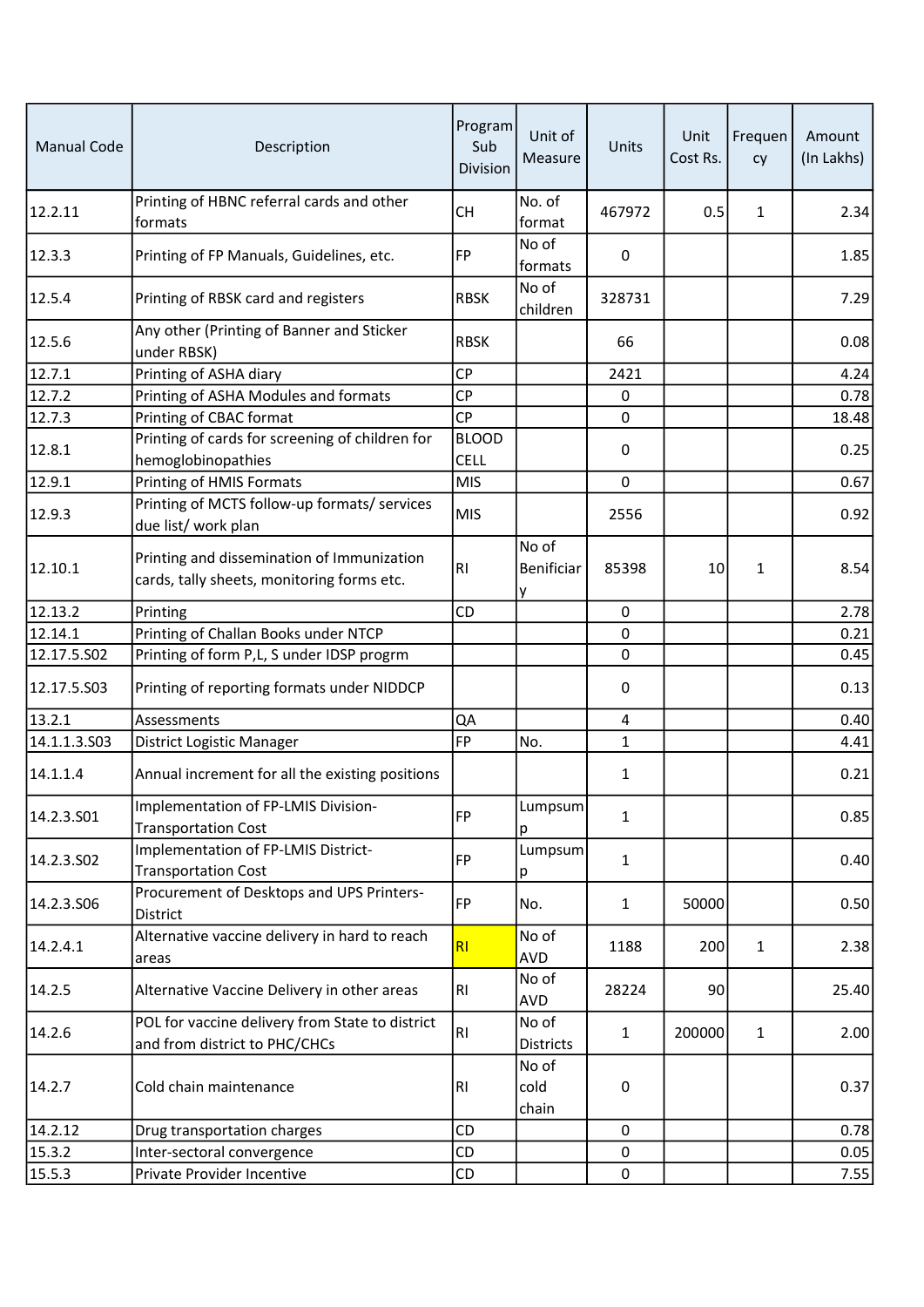| Manual Code | Description | Program Sub Division | Unit of Measure | Units | Unit Cost Rs. | Frequency | Amount (In Lakhs) |
|---|---|---|---|---|---|---|---|
| 12.2.11 | Printing of HBNC referral cards and other formats | CH | No. of format | 467972 | 0.5 | 1 | 2.34 |
| 12.3.3 | Printing of FP Manuals, Guidelines, etc. | FP | No of formats | 0 | | | 1.85 |
| 12.5.4 | Printing of RBSK card and registers | RBSK | No of children | 328731 | | | 7.29 |
| 12.5.6 | Any other (Printing of Banner and Sticker under RBSK) | RBSK | | 66 | | | 0.08 |
| 12.7.1 | Printing of ASHA diary | CP | | 2421 | | | 4.24 |
| 12.7.2 | Printing of ASHA Modules and formats | CP | | 0 | | | 0.78 |
| 12.7.3 | Printing of CBAC format | CP | | 0 | | | 18.48 |
| 12.8.1 | Printing of cards for screening of children for hemoglobinopathies | BLOOD CELL | | 0 | | | 0.25 |
| 12.9.1 | Printing of HMIS Formats | MIS | | 0 | | | 0.67 |
| 12.9.3 | Printing of MCTS follow-up formats/ services due list/ work plan | MIS | | 2556 | | | 0.92 |
| 12.10.1 | Printing and dissemination of Immunization cards, tally sheets, monitoring forms etc. | RI | No of Beneficiary | 85398 | 10 | 1 | 8.54 |
| 12.13.2 | Printing | CD | | 0 | | | 2.78 |
| 12.14.1 | Printing of Challan Books under NTCP | | | 0 | | | 0.21 |
| 12.17.5.S02 | Printing of form P,L, S under IDSP progrm | | | 0 | | | 0.45 |
| 12.17.5.S03 | Printing of reporting formats under NIDDCP | | | 0 | | | 0.13 |
| 13.2.1 | Assessments | QA | | 4 | | | 0.40 |
| 14.1.1.3.S03 | District Logistic Manager | FP | No. | 1 | | | 4.41 |
| 14.1.1.4 | Annual increment for all the existing positions | | | 1 | | | 0.21 |
| 14.2.3.S01 | Implementation of FP-LMIS Division-Transportation Cost | FP | Lumpsump | 1 | | | 0.85 |
| 14.2.3.S02 | Implementation of FP-LMIS District-Transportation Cost | FP | Lumpsump | 1 | | | 0.40 |
| 14.2.3.S06 | Procurement of Desktops and UPS Printers-District | FP | No. | 1 | 50000 | | 0.50 |
| 14.2.4.1 | Alternative vaccine delivery in hard to reach areas | RI | No of AVD | 1188 | 200 | 1 | 2.38 |
| 14.2.5 | Alternative Vaccine Delivery in other areas | RI | No of AVD | 28224 | 90 | | 25.40 |
| 14.2.6 | POL for vaccine delivery from State to district and from district to PHC/CHCs | RI | No of Districts | 1 | 200000 | 1 | 2.00 |
| 14.2.7 | Cold chain maintenance | RI | No of cold chain | 0 | | | 0.37 |
| 14.2.12 | Drug transportation charges | CD | | 0 | | | 0.78 |
| 15.3.2 | Inter-sectoral convergence | CD | | 0 | | | 0.05 |
| 15.5.3 | Private Provider Incentive | CD | | 0 | | | 7.55 |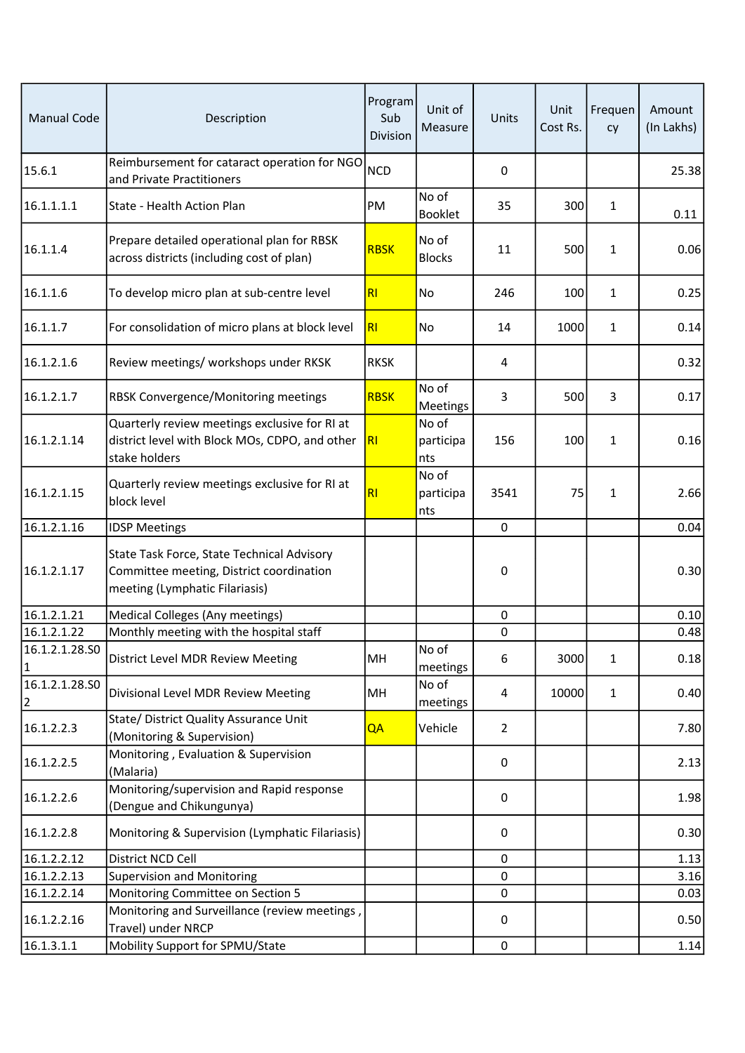| Manual Code | Description | Program Sub Division | Unit of Measure | Units | Unit Cost Rs. | Frequency | Amount (In Lakhs) |
|---|---|---|---|---|---|---|---|
| 15.6.1 | Reimbursement for cataract operation for NGO and Private Practitioners | NCD | | 0 | | | 25.38 |
| 16.1.1.1.1 | State - Health Action Plan | PM | No of Booklet | 35 | 300 | 1 | 0.11 |
| 16.1.1.4 | Prepare detailed operational plan for RBSK across districts (including cost of plan) | RBSK | No of Blocks | 11 | 500 | 1 | 0.06 |
| 16.1.1.6 | To develop micro plan at sub-centre level | RI | No | 246 | 100 | 1 | 0.25 |
| 16.1.1.7 | For consolidation of micro plans at block level | RI | No | 14 | 1000 | 1 | 0.14 |
| 16.1.2.1.6 | Review meetings/ workshops under RKSK | RKSK | | 4 | | | 0.32 |
| 16.1.2.1.7 | RBSK Convergence/Monitoring meetings | RBSK | No of Meetings | 3 | 500 | 3 | 0.17 |
| 16.1.2.1.14 | Quarterly review meetings exclusive for RI at district level with Block MOs, CDPO, and other stake holders | RI | No of participants | 156 | 100 | 1 | 0.16 |
| 16.1.2.1.15 | Quarterly review meetings exclusive for RI at block level | RI | No of participants | 3541 | 75 | 1 | 2.66 |
| 16.1.2.1.16 | IDSP Meetings | | | 0 | | | 0.04 |
| 16.1.2.1.17 | State Task Force, State Technical Advisory Committee meeting, District coordination meeting (Lymphatic Filariasis) | | | 0 | | | 0.30 |
| 16.1.2.1.21 | Medical Colleges (Any meetings) | | | 0 | | | 0.10 |
| 16.1.2.1.22 | Monthly meeting with the hospital staff | | | 0 | | | 0.48 |
| 16.1.2.1.28.S01 | District Level MDR Review Meeting | MH | No of meetings | 6 | 3000 | 1 | 0.18 |
| 16.1.2.1.28.S02 | Divisional Level MDR Review Meeting | MH | No of meetings | 4 | 10000 | 1 | 0.40 |
| 16.1.2.2.3 | State/ District Quality Assurance Unit (Monitoring & Supervision) | QA | Vehicle | 2 | | | 7.80 |
| 16.1.2.2.5 | Monitoring , Evaluation & Supervision (Malaria) | | | 0 | | | 2.13 |
| 16.1.2.2.6 | Monitoring/supervision and Rapid response (Dengue and Chikungunya) | | | 0 | | | 1.98 |
| 16.1.2.2.8 | Monitoring & Supervision (Lymphatic Filariasis) | | | 0 | | | 0.30 |
| 16.1.2.2.12 | District NCD Cell | | | 0 | | | 1.13 |
| 16.1.2.2.13 | Supervision and Monitoring | | | 0 | | | 3.16 |
| 16.1.2.2.14 | Monitoring Committee on Section 5 | | | 0 | | | 0.03 |
| 16.1.2.2.16 | Monitoring and Surveillance (review meetings , Travel) under NRCP | | | 0 | | | 0.50 |
| 16.1.3.1.1 | Mobility Support for SPMU/State | | | 0 | | | 1.14 |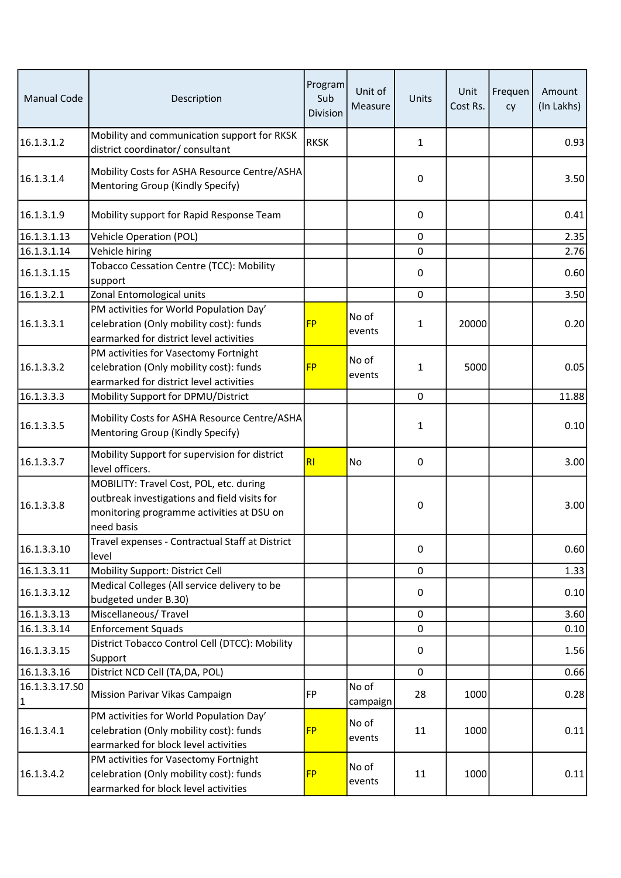| Manual Code | Description | Program Sub Division | Unit of Measure | Units | Unit Cost Rs. | Frequency | Amount (In Lakhs) |
|---|---|---|---|---|---|---|---|
| 16.1.3.1.2 | Mobility and communication support for RKSK district coordinator/ consultant | RKSK | | 1 | | | 0.93 |
| 16.1.3.1.4 | Mobility Costs for ASHA Resource Centre/ASHA Mentoring Group (Kindly Specify) | | | 0 | | | 3.50 |
| 16.1.3.1.9 | Mobility support for Rapid Response Team | | | 0 | | | 0.41 |
| 16.1.3.1.13 | Vehicle Operation (POL) | | | 0 | | | 2.35 |
| 16.1.3.1.14 | Vehicle hiring | | | 0 | | | 2.76 |
| 16.1.3.1.15 | Tobacco Cessation Centre (TCC): Mobility support | | | 0 | | | 0.60 |
| 16.1.3.2.1 | Zonal Entomological units | | | 0 | | | 3.50 |
| 16.1.3.3.1 | PM activities for World Population Day' celebration (Only mobility cost): funds earmarked for district level activities | FP | No of events | 1 | 20000 | | 0.20 |
| 16.1.3.3.2 | PM activities for Vasectomy Fortnight celebration (Only mobility cost): funds earmarked for district level activities | FP | No of events | 1 | 5000 | | 0.05 |
| 16.1.3.3.3 | Mobility Support for DPMU/District | | | 0 | | | 11.88 |
| 16.1.3.3.5 | Mobility Costs for ASHA Resource Centre/ASHA Mentoring Group (Kindly Specify) | | | 1 | | | 0.10 |
| 16.1.3.3.7 | Mobility Support for supervision for district level officers. | RI | No | 0 | | | 3.00 |
| 16.1.3.3.8 | MOBILITY: Travel Cost, POL, etc. during outbreak investigations and field visits for monitoring programme activities at DSU on need basis | | | 0 | | | 3.00 |
| 16.1.3.3.10 | Travel expenses - Contractual Staff at District level | | | 0 | | | 0.60 |
| 16.1.3.3.11 | Mobility Support: District Cell | | | 0 | | | 1.33 |
| 16.1.3.3.12 | Medical Colleges (All service delivery to be budgeted under B.30) | | | 0 | | | 0.10 |
| 16.1.3.3.13 | Miscellaneous/ Travel | | | 0 | | | 3.60 |
| 16.1.3.3.14 | Enforcement Squads | | | 0 | | | 0.10 |
| 16.1.3.3.15 | District Tobacco Control Cell (DTCC): Mobility Support | | | 0 | | | 1.56 |
| 16.1.3.3.16 | District NCD Cell (TA,DA, POL) | | | 0 | | | 0.66 |
| 16.1.3.3.17.S01 | Mission Parivar Vikas Campaign | FP | No of campaign | 28 | 1000 | | 0.28 |
| 16.1.3.4.1 | PM activities for World Population Day' celebration (Only mobility cost): funds earmarked for block level activities | FP | No of events | 11 | 1000 | | 0.11 |
| 16.1.3.4.2 | PM activities for Vasectomy Fortnight celebration (Only mobility cost): funds earmarked for block level activities | FP | No of events | 11 | 1000 | | 0.11 |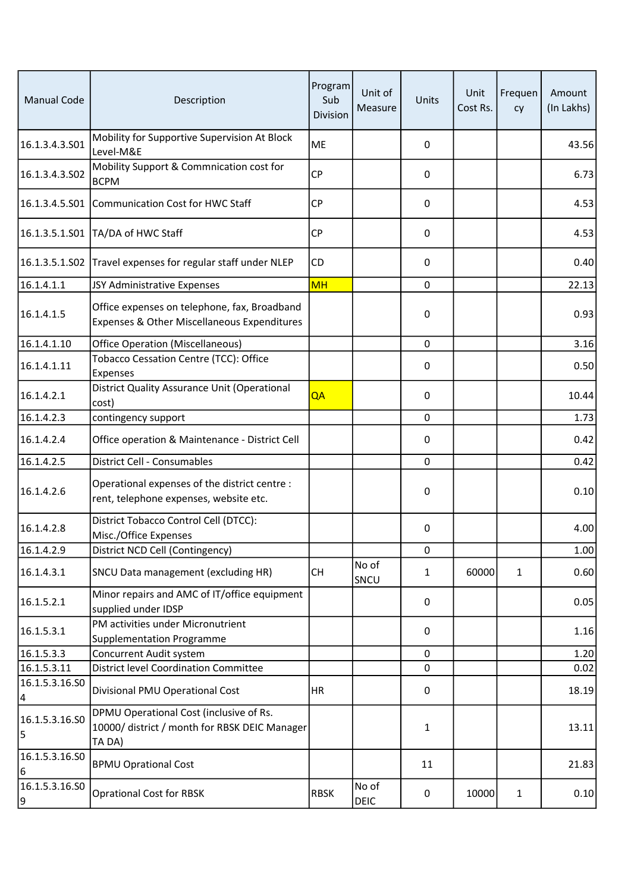| Manual Code | Description | Program Sub Division | Unit of Measure | Units | Unit Cost Rs. | Frequency | Amount (In Lakhs) |
|---|---|---|---|---|---|---|---|
| 16.1.3.4.3.S01 | Mobility for Supportive Supervision At Block Level-M&E | ME | | 0 | | | 43.56 |
| 16.1.3.4.3.S02 | Mobility Support & Commnication cost for BCPM | CP | | 0 | | | 6.73 |
| 16.1.3.4.5.S01 | Communication Cost for HWC Staff | CP | | 0 | | | 4.53 |
| 16.1.3.5.1.S01 | TA/DA of HWC Staff | CP | | 0 | | | 4.53 |
| 16.1.3.5.1.S02 | Travel expenses for regular staff under NLEP | CD | | 0 | | | 0.40 |
| 16.1.4.1.1 | JSY Administrative Expenses | MH | | 0 | | | 22.13 |
| 16.1.4.1.5 | Office expenses on telephone, fax, Broadband Expenses & Other Miscellaneous Expenditures | | | 0 | | | 0.93 |
| 16.1.4.1.10 | Office Operation (Miscellaneous) | | | 0 | | | 3.16 |
| 16.1.4.1.11 | Tobacco Cessation Centre (TCC): Office Expenses | | | 0 | | | 0.50 |
| 16.1.4.2.1 | District Quality Assurance Unit (Operational cost) | QA | | 0 | | | 10.44 |
| 16.1.4.2.3 | contingency support | | | 0 | | | 1.73 |
| 16.1.4.2.4 | Office operation & Maintenance - District Cell | | | 0 | | | 0.42 |
| 16.1.4.2.5 | District Cell - Consumables | | | 0 | | | 0.42 |
| 16.1.4.2.6 | Operational expenses of the district centre : rent, telephone expenses, website etc. | | | 0 | | | 0.10 |
| 16.1.4.2.8 | District Tobacco Control Cell (DTCC): Misc./Office Expenses | | | 0 | | | 4.00 |
| 16.1.4.2.9 | District NCD Cell (Contingency) | | | 0 | | | 1.00 |
| 16.1.4.3.1 | SNCU Data management (excluding HR) | CH | No of SNCU | 1 | 60000 | 1 | 0.60 |
| 16.1.5.2.1 | Minor repairs and AMC of IT/office equipment supplied under IDSP | | | 0 | | | 0.05 |
| 16.1.5.3.1 | PM activities under Micronutrient Supplementation Programme | | | 0 | | | 1.16 |
| 16.1.5.3.3 | Concurrent Audit system | | | 0 | | | 1.20 |
| 16.1.5.3.11 | District level Coordination Committee | | | 0 | | | 0.02 |
| 16.1.5.3.16.S04 | Divisional PMU Operational Cost | HR | | 0 | | | 18.19 |
| 16.1.5.3.16.S05 | DPMU Operational Cost (inclusive of Rs. 10000/ district / month for RBSK DEIC Manager TA DA) | | | 1 | | | 13.11 |
| 16.1.5.3.16.S06 | BPMU Oprational Cost | | | 11 | | | 21.83 |
| 16.1.5.3.16.S09 | Oprational Cost for RBSK | RBSK | No of DEIC | 0 | 10000 | 1 | 0.10 |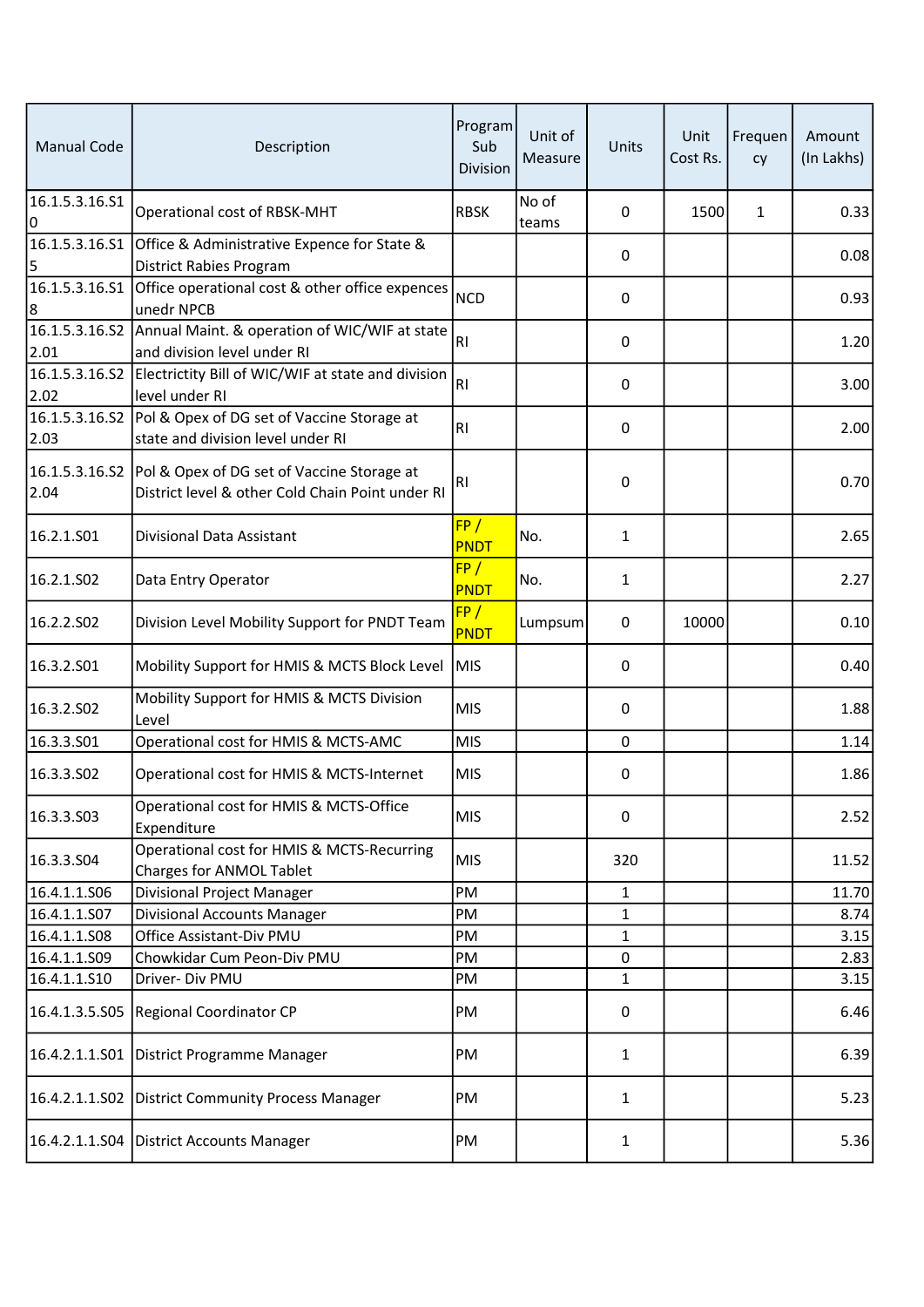| Manual Code | Description | Program Sub Division | Unit of Measure | Units | Unit Cost Rs. | Frequency | Amount (In Lakhs) |
|---|---|---|---|---|---|---|---|
| 16.1.5.3.16.S10 | Operational cost of RBSK-MHT | RBSK | No of teams | 0 | 1500 | 1 | 0.33 |
| 16.1.5.3.16.S15 | Office & Administrative Expence for State & District Rabies Program | | | 0 | | | 0.08 |
| 16.1.5.3.16.S18 | Office operational cost & other office expences unedr NPCB | NCD | | 0 | | | 0.93 |
| 16.1.5.3.16.S22.01 | Annual Maint. & operation of WIC/WIF at state and division level under RI | RI | | 0 | | | 1.20 |
| 16.1.5.3.16.S22.02 | Electrictity Bill of WIC/WIF at state and division level under RI | RI | | 0 | | | 3.00 |
| 16.1.5.3.16.S22.03 | Pol & Opex of DG set of Vaccine Storage at state and division level under RI | RI | | 0 | | | 2.00 |
| 16.1.5.3.16.S22.04 | Pol & Opex of DG set of Vaccine Storage at District level & other Cold Chain Point under RI | RI | | 0 | | | 0.70 |
| 16.2.1.S01 | Divisional Data Assistant | FP / PNDT | No. | 1 | | | 2.65 |
| 16.2.1.S02 | Data Entry Operator | FP / PNDT | No. | 1 | | | 2.27 |
| 16.2.2.S02 | Division Level Mobility Support for PNDT Team | FP / PNDT | Lumpsum | 0 | 10000 | | 0.10 |
| 16.3.2.S01 | Mobility Support for HMIS & MCTS Block Level | MIS | | 0 | | | 0.40 |
| 16.3.2.S02 | Mobility Support for HMIS & MCTS Division Level | MIS | | 0 | | | 1.88 |
| 16.3.3.S01 | Operational cost for HMIS & MCTS-AMC | MIS | | 0 | | | 1.14 |
| 16.3.3.S02 | Operational cost for HMIS & MCTS-Internet | MIS | | 0 | | | 1.86 |
| 16.3.3.S03 | Operational cost for HMIS & MCTS-Office Expenditure | MIS | | 0 | | | 2.52 |
| 16.3.3.S04 | Operational cost for HMIS & MCTS-Recurring Charges for ANMOL Tablet | MIS | | 320 | | | 11.52 |
| 16.4.1.1.S06 | Divisional Project Manager | PM | | 1 | | | 11.70 |
| 16.4.1.1.S07 | Divisional Accounts Manager | PM | | 1 | | | 8.74 |
| 16.4.1.1.S08 | Office Assistant-Div PMU | PM | | 1 | | | 3.15 |
| 16.4.1.1.S09 | Chowkidar Cum Peon-Div PMU | PM | | 0 | | | 2.83 |
| 16.4.1.1.S10 | Driver- Div PMU | PM | | 1 | | | 3.15 |
| 16.4.1.3.5.S05 | Regional Coordinator CP | PM | | 0 | | | 6.46 |
| 16.4.2.1.1.S01 | District Programme Manager | PM | | 1 | | | 6.39 |
| 16.4.2.1.1.S02 | District Community Process Manager | PM | | 1 | | | 5.23 |
| 16.4.2.1.1.S04 | District Accounts Manager | PM | | 1 | | | 5.36 |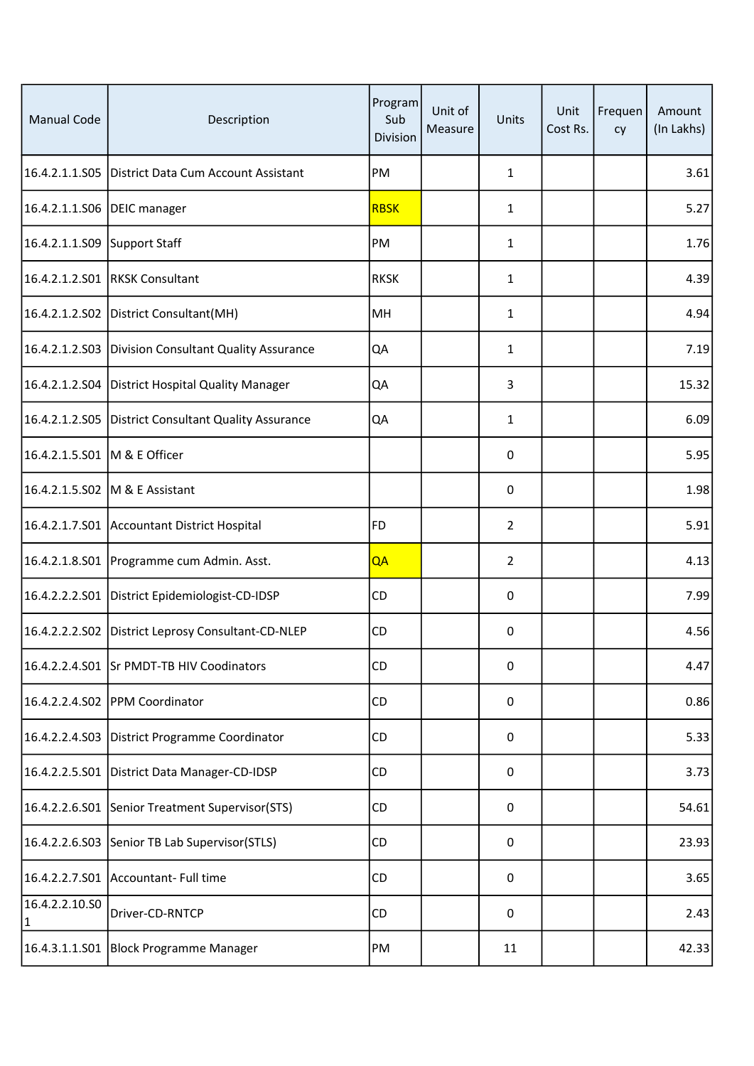| Manual Code | Description | Program Sub Division | Unit of Measure | Units | Unit Cost Rs. | Frequency | Amount (In Lakhs) |
|---|---|---|---|---|---|---|---|
| 16.4.2.1.1.S05 | District Data Cum Account Assistant | PM | | 1 | | | 3.61 |
| 16.4.2.1.1.S06 | DEIC manager | RBSK | | 1 | | | 5.27 |
| 16.4.2.1.1.S09 | Support Staff | PM | | 1 | | | 1.76 |
| 16.4.2.1.2.S01 | RKSK Consultant | RKSK | | 1 | | | 4.39 |
| 16.4.2.1.2.S02 | District Consultant(MH) | MH | | 1 | | | 4.94 |
| 16.4.2.1.2.S03 | Division Consultant Quality Assurance | QA | | 1 | | | 7.19 |
| 16.4.2.1.2.S04 | District Hospital Quality Manager | QA | | 3 | | | 15.32 |
| 16.4.2.1.2.S05 | District Consultant Quality Assurance | QA | | 1 | | | 6.09 |
| 16.4.2.1.5.S01 | M & E Officer | | | 0 | | | 5.95 |
| 16.4.2.1.5.S02 | M & E Assistant | | | 0 | | | 1.98 |
| 16.4.2.1.7.S01 | Accountant District Hospital | FD | | 2 | | | 5.91 |
| 16.4.2.1.8.S01 | Programme cum Admin. Asst. | QA | | 2 | | | 4.13 |
| 16.4.2.2.2.S01 | District Epidemiologist-CD-IDSP | CD | | 0 | | | 7.99 |
| 16.4.2.2.2.S02 | District Leprosy Consultant-CD-NLEP | CD | | 0 | | | 4.56 |
| 16.4.2.2.4.S01 | Sr PMDT-TB HIV Coodinators | CD | | 0 | | | 4.47 |
| 16.4.2.2.4.S02 | PPM Coordinator | CD | | 0 | | | 0.86 |
| 16.4.2.2.4.S03 | District Programme Coordinator | CD | | 0 | | | 5.33 |
| 16.4.2.2.5.S01 | District Data Manager-CD-IDSP | CD | | 0 | | | 3.73 |
| 16.4.2.2.6.S01 | Senior Treatment Supervisor(STS) | CD | | 0 | | | 54.61 |
| 16.4.2.2.6.S03 | Senior TB Lab Supervisor(STLS) | CD | | 0 | | | 23.93 |
| 16.4.2.2.7.S01 | Accountant- Full time | CD | | 0 | | | 3.65 |
| 16.4.2.2.10.S01 | Driver-CD-RNTCP | CD | | 0 | | | 2.43 |
| 16.4.3.1.1.S01 | Block Programme Manager | PM | | 11 | | | 42.33 |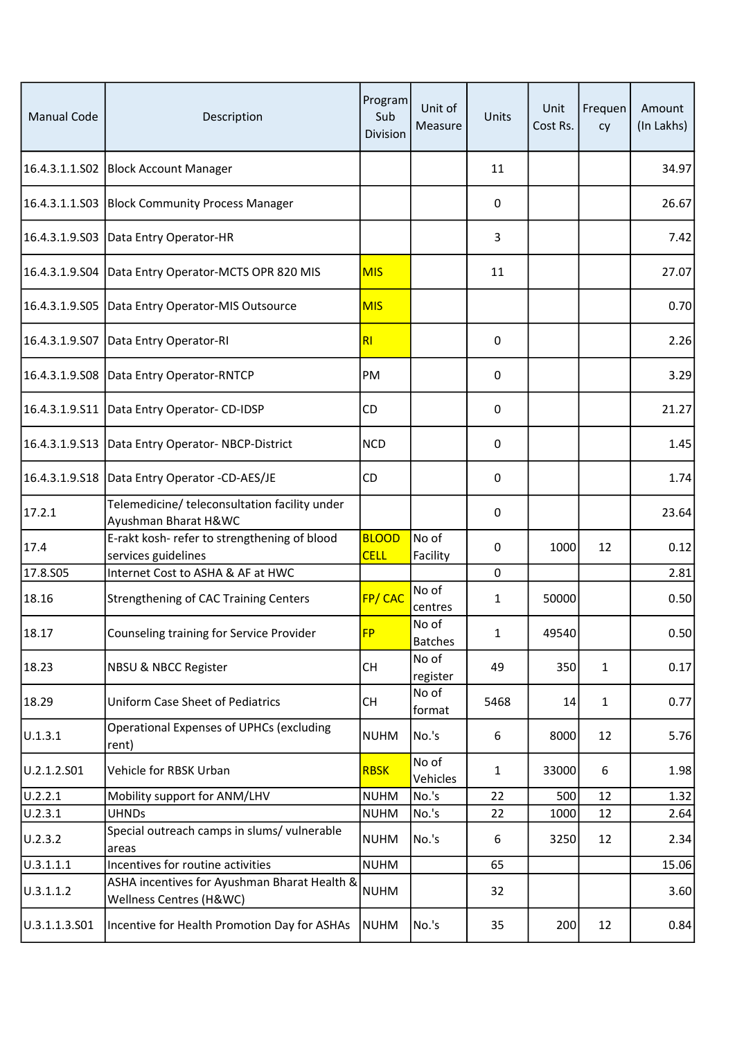| Manual Code | Description | Program Sub Division | Unit of Measure | Units | Unit Cost Rs. | Frequency | Amount (In Lakhs) |
|---|---|---|---|---|---|---|---|
| 16.4.3.1.1.S02 | Block Account Manager | | | 11 | | | 34.97 |
| 16.4.3.1.1.S03 | Block Community Process Manager | | | 0 | | | 26.67 |
| 16.4.3.1.9.S03 | Data Entry Operator-HR | | | 3 | | | 7.42 |
| 16.4.3.1.9.S04 | Data Entry Operator-MCTS OPR 820 MIS | MIS | | 11 | | | 27.07 |
| 16.4.3.1.9.S05 | Data Entry Operator-MIS Outsource | MIS | | | | | 0.70 |
| 16.4.3.1.9.S07 | Data Entry Operator-RI | RI | | 0 | | | 2.26 |
| 16.4.3.1.9.S08 | Data Entry Operator-RNTCP | PM | | 0 | | | 3.29 |
| 16.4.3.1.9.S11 | Data Entry Operator- CD-IDSP | CD | | 0 | | | 21.27 |
| 16.4.3.1.9.S13 | Data Entry Operator- NBCP-District | NCD | | 0 | | | 1.45 |
| 16.4.3.1.9.S18 | Data Entry Operator -CD-AES/JE | CD | | 0 | | | 1.74 |
| 17.2.1 | Telemedicine/ teleconsultation facility under Ayushman Bharat H&WC | | | 0 | | | 23.64 |
| 17.4 | E-rakt kosh- refer to strengthening of blood services guidelines | BLOOD CELL | No of Facility | 0 | 1000 | 12 | 0.12 |
| 17.8.S05 | Internet Cost to ASHA & AF at HWC | | | 0 | | | 2.81 |
| 18.16 | Strengthening of CAC Training Centers | FP/ CAC | No of centres | 1 | 50000 | | 0.50 |
| 18.17 | Counseling training for Service Provider | FP | No of Batches | 1 | 49540 | | 0.50 |
| 18.23 | NBSU & NBCC Register | CH | No of register | 49 | 350 | 1 | 0.17 |
| 18.29 | Uniform Case Sheet of Pediatrics | CH | No of format | 5468 | 14 | 1 | 0.77 |
| U.1.3.1 | Operational Expenses of UPHCs (excluding rent) | NUHM | No.'s | 6 | 8000 | 12 | 5.76 |
| U.2.1.2.S01 | Vehicle for RBSK Urban | RBSK | No of Vehicles | 1 | 33000 | 6 | 1.98 |
| U.2.2.1 | Mobility support for ANM/LHV | NUHM | No.'s | 22 | 500 | 12 | 1.32 |
| U.2.3.1 | UHNDs | NUHM | No.'s | 22 | 1000 | 12 | 2.64 |
| U.2.3.2 | Special outreach camps in slums/ vulnerable areas | NUHM | No.'s | 6 | 3250 | 12 | 2.34 |
| U.3.1.1.1 | Incentives for routine activities | NUHM | | 65 | | | 15.06 |
| U.3.1.1.2 | ASHA incentives for Ayushman Bharat Health & Wellness Centres (H&WC) | NUHM | | 32 | | | 3.60 |
| U.3.1.1.3.S01 | Incentive for Health Promotion Day for ASHAs | NUHM | No.'s | 35 | 200 | 12 | 0.84 |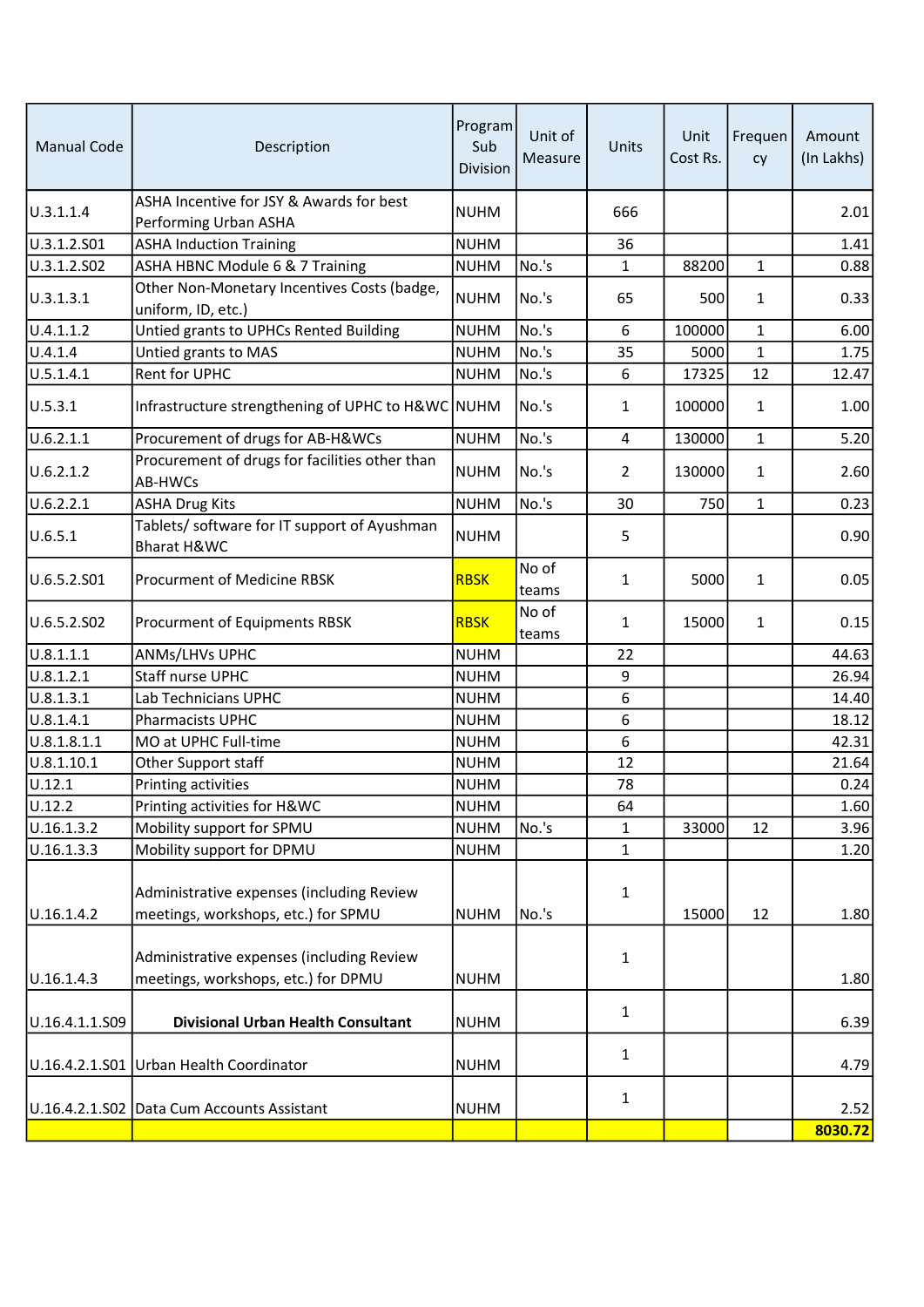| Manual Code | Description | Program Sub Division | Unit of Measure | Units | Unit Cost Rs. | Frequency | Amount (In Lakhs) |
|---|---|---|---|---|---|---|---|
| U.3.1.1.4 | ASHA Incentive for JSY & Awards for best Performing Urban ASHA | NUHM | | 666 | | | 2.01 |
| U.3.1.2.S01 | ASHA Induction Training | NUHM | | 36 | | | 1.41 |
| U.3.1.2.S02 | ASHA HBNC Module 6 & 7 Training | NUHM | No.'s | 1 | 88200 | 1 | 0.88 |
| U.3.1.3.1 | Other Non-Monetary Incentives Costs (badge, uniform, ID, etc.) | NUHM | No.'s | 65 | 500 | 1 | 0.33 |
| U.4.1.1.2 | Untied grants to UPHCs Rented Building | NUHM | No.'s | 6 | 100000 | 1 | 6.00 |
| U.4.1.4 | Untied grants to MAS | NUHM | No.'s | 35 | 5000 | 1 | 1.75 |
| U.5.1.4.1 | Rent for UPHC | NUHM | No.'s | 6 | 17325 | 12 | 12.47 |
| U.5.3.1 | Infrastructure strengthening of UPHC to H&WC | NUHM | No.'s | 1 | 100000 | 1 | 1.00 |
| U.6.2.1.1 | Procurement of drugs for AB-H&WCs | NUHM | No.'s | 4 | 130000 | 1 | 5.20 |
| U.6.2.1.2 | Procurement of drugs for facilities other than AB-HWCs | NUHM | No.'s | 2 | 130000 | 1 | 2.60 |
| U.6.2.2.1 | ASHA Drug Kits | NUHM | No.'s | 30 | 750 | 1 | 0.23 |
| U.6.5.1 | Tablets/ software for IT support of Ayushman Bharat H&WC | NUHM | | 5 | | | 0.90 |
| U.6.5.2.S01 | Procurment of Medicine RBSK | RBSK | No of teams | 1 | 5000 | 1 | 0.05 |
| U.6.5.2.S02 | Procurment of Equipments RBSK | RBSK | No of teams | 1 | 15000 | 1 | 0.15 |
| U.8.1.1.1 | ANMs/LHVs UPHC | NUHM | | 22 | | | 44.63 |
| U.8.1.2.1 | Staff nurse UPHC | NUHM | | 9 | | | 26.94 |
| U.8.1.3.1 | Lab Technicians UPHC | NUHM | | 6 | | | 14.40 |
| U.8.1.4.1 | Pharmacists UPHC | NUHM | | 6 | | | 18.12 |
| U.8.1.8.1.1 | MO at UPHC Full-time | NUHM | | 6 | | | 42.31 |
| U.8.1.10.1 | Other Support staff | NUHM | | 12 | | | 21.64 |
| U.12.1 | Printing activities | NUHM | | 78 | | | 0.24 |
| U.12.2 | Printing activities for H&WC | NUHM | | 64 | | | 1.60 |
| U.16.1.3.2 | Mobility support for SPMU | NUHM | No.'s | 1 | 33000 | 12 | 3.96 |
| U.16.1.3.3 | Mobility support for DPMU | NUHM | | 1 | | | 1.20 |
| U.16.1.4.2 | Administrative expenses (including Review meetings, workshops, etc.) for SPMU | NUHM | No.'s | 1 | 15000 | 12 | 1.80 |
| U.16.1.4.3 | Administrative expenses (including Review meetings, workshops, etc.) for DPMU | NUHM | | 1 | | | 1.80 |
| U.16.4.1.1.S09 | **Divisional Urban Health Consultant** | NUHM | | 1 | | | 6.39 |
| U.16.4.2.1.S01 | Urban Health Coordinator | NUHM | | 1 | | | 4.79 |
| U.16.4.2.1.S02 | Data Cum Accounts Assistant | NUHM | | 1 | | | 2.52 |
| | | | | | | | **8030.72** |